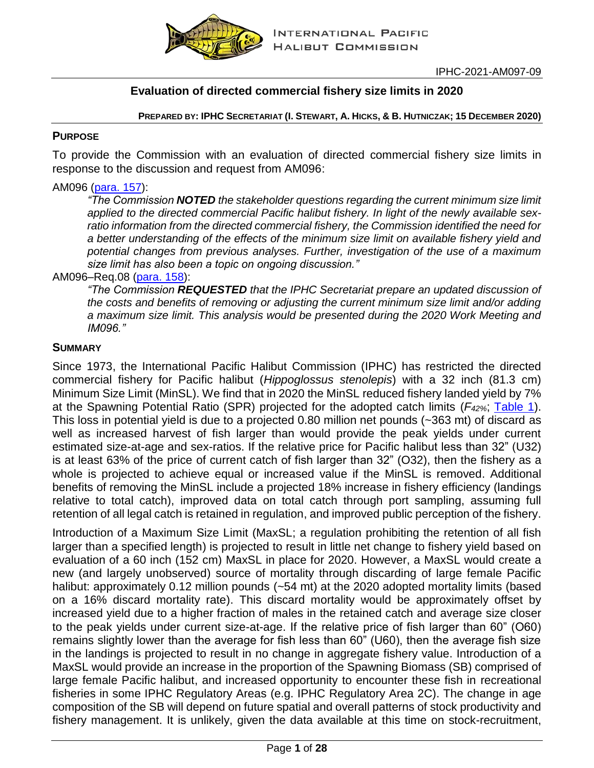IPHC-2021-AM097-09

## Evaluation of directed commercial fishery size limits in 2020

**PREPARED BY: IPHC SECRETARIAT (I. STEWART, A. HICKS, & B. HUTNICZAK; 15 DECEMBER 2020)**

### PURPOSE

To provide the Commission with an evaluation of directed commercial fishery size limits in response to the discussion and request from AM096:

AM096 (para. 157):

> *"The Commission **NOTED** the stakeholder questions regarding the current minimum size limit applied to the directed commercial Pacific halibut fishery. In light of the newly available sex-ratio information from the directed commercial fishery, the Commission identified the need for a better understanding of the effects of the minimum size limit on available fishery yield and potential changes from previous analyses. Further, investigation of the use of a maximum size limit has also been a topic on ongoing discussion."*

AM096–Req.08 (para. 158):

> *"The Commission **REQUESTED** that the IPHC Secretariat prepare an updated discussion of the costs and benefits of removing or adjusting the current minimum size limit and/or adding a maximum size limit. This analysis would be presented during the 2020 Work Meeting and IM096."*

### SUMMARY

Since 1973, the International Pacific Halibut Commission (IPHC) has restricted the directed commercial fishery for Pacific halibut (*Hippoglossus stenolepis*) with a 32 inch (81.3 cm) Minimum Size Limit (MinSL). We find that in 2020 the MinSL reduced fishery landed yield by 7% at the Spawning Potential Ratio (SPR) projected for the adopted catch limits ($F_{42\%}$; Table 1). This loss in potential yield is due to a projected 0.80 million net pounds (~363 mt) of discard as well as increased harvest of fish larger than would provide the peak yields under current estimated size-at-age and sex-ratios. If the relative price for Pacific halibut less than 32" (U32) is at least 63% of the price of current catch of fish larger than 32" (O32), then the fishery as a whole is projected to achieve equal or increased value if the MinSL is removed. Additional benefits of removing the MinSL include a projected 18% increase in fishery efficiency (landings relative to total catch), improved data on total catch through port sampling, assuming full retention of all legal catch is retained in regulation, and improved public perception of the fishery.

Introduction of a Maximum Size Limit (MaxSL; a regulation prohibiting the retention of all fish larger than a specified length) is projected to result in little net change to fishery yield based on evaluation of a 60 inch (152 cm) MaxSL in place for 2020. However, a MaxSL would create a new (and largely unobserved) source of mortality through discarding of large female Pacific halibut: approximately 0.12 million pounds (~54 mt) at the 2020 adopted mortality limits (based on a 16% discard mortality rate). This discard mortality would be approximately offset by increased yield due to a higher fraction of males in the retained catch and average size closer to the peak yields under current size-at-age. If the relative price of fish larger than 60" (O60) remains slightly lower than the average for fish less than 60" (U60), then the average fish size in the landings is projected to result in no change in aggregate fishery value. Introduction of a MaxSL would provide an increase in the proportion of the Spawning Biomass (SB) comprised of large female Pacific halibut, and increased opportunity to encounter these fish in recreational fisheries in some IPHC Regulatory Areas (e.g. IPHC Regulatory Area 2C). The change in age composition of the SB will depend on future spatial and overall patterns of stock productivity and fishery management. It is unlikely, given the data available at this time on stock-recruitment,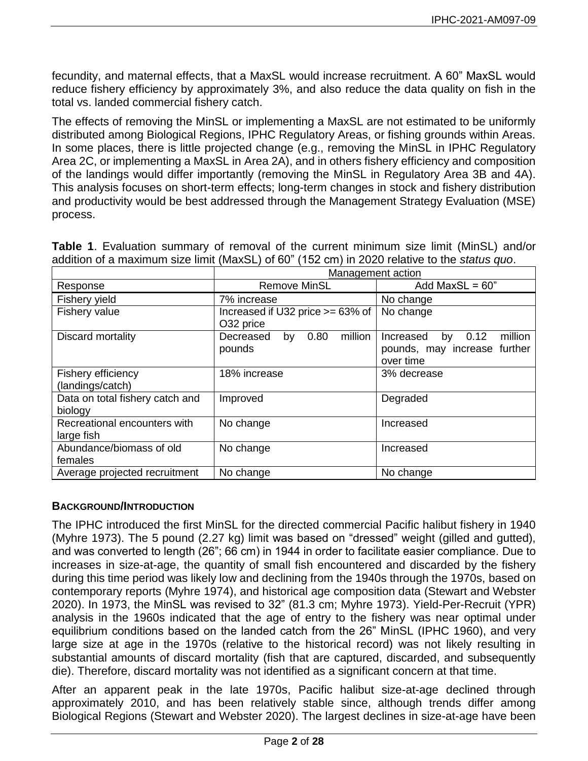fecundity, and maternal effects, that a MaxSL would increase recruitment. A 60" MaxSL would reduce fishery efficiency by approximately 3%, and also reduce the data quality on fish in the total vs. landed commercial fishery catch.

The effects of removing the MinSL or implementing a MaxSL are not estimated to be uniformly distributed among Biological Regions, IPHC Regulatory Areas, or fishing grounds within Areas. In some places, there is little projected change (e.g., removing the MinSL in IPHC Regulatory Area 2C, or implementing a MaxSL in Area 2A), and in others fishery efficiency and composition of the landings would differ importantly (removing the MinSL in Regulatory Area 3B and 4A). This analysis focuses on short-term effects; long-term changes in stock and fishery distribution and productivity would be best addressed through the Management Strategy Evaluation (MSE) process.

**Table 1**. Evaluation summary of removal of the current minimum size limit (MinSL) and/or addition of a maximum size limit (MaxSL) of 60" (152 cm) in 2020 relative to the *status quo*.

| | Management action | |
|---|---|---|
| Response | Remove MinSL | Add MaxSL = 60" |
| Fishery yield | 7% increase | No change |
| Fishery value | Increased if U32 price >= 63% of O32 price | No change |
| Discard mortality | Decreased by 0.80 million pounds | Increased by 0.12 million pounds, may increase further over time |
| Fishery efficiency (landings/catch) | 18% increase | 3% decrease |
| Data on total fishery catch and biology | Improved | Degraded |
| Recreational encounters with large fish | No change | Increased |
| Abundance/biomass of old females | No change | Increased |
| Average projected recruitment | No change | No change |

## BACKGROUND/INTRODUCTION

The IPHC introduced the first MinSL for the directed commercial Pacific halibut fishery in 1940 (Myhre 1973). The 5 pound (2.27 kg) limit was based on "dressed" weight (gilled and gutted), and was converted to length (26"; 66 cm) in 1944 in order to facilitate easier compliance. Due to increases in size-at-age, the quantity of small fish encountered and discarded by the fishery during this time period was likely low and declining from the 1940s through the 1970s, based on contemporary reports (Myhre 1974), and historical age composition data (Stewart and Webster 2020). In 1973, the MinSL was revised to 32" (81.3 cm; Myhre 1973). Yield-Per-Recruit (YPR) analysis in the 1960s indicated that the age of entry to the fishery was near optimal under equilibrium conditions based on the landed catch from the 26" MinSL (IPHC 1960), and very large size at age in the 1970s (relative to the historical record) was not likely resulting in substantial amounts of discard mortality (fish that are captured, discarded, and subsequently die). Therefore, discard mortality was not identified as a significant concern at that time.

After an apparent peak in the late 1970s, Pacific halibut size-at-age declined through approximately 2010, and has been relatively stable since, although trends differ among Biological Regions (Stewart and Webster 2020). The largest declines in size-at-age have been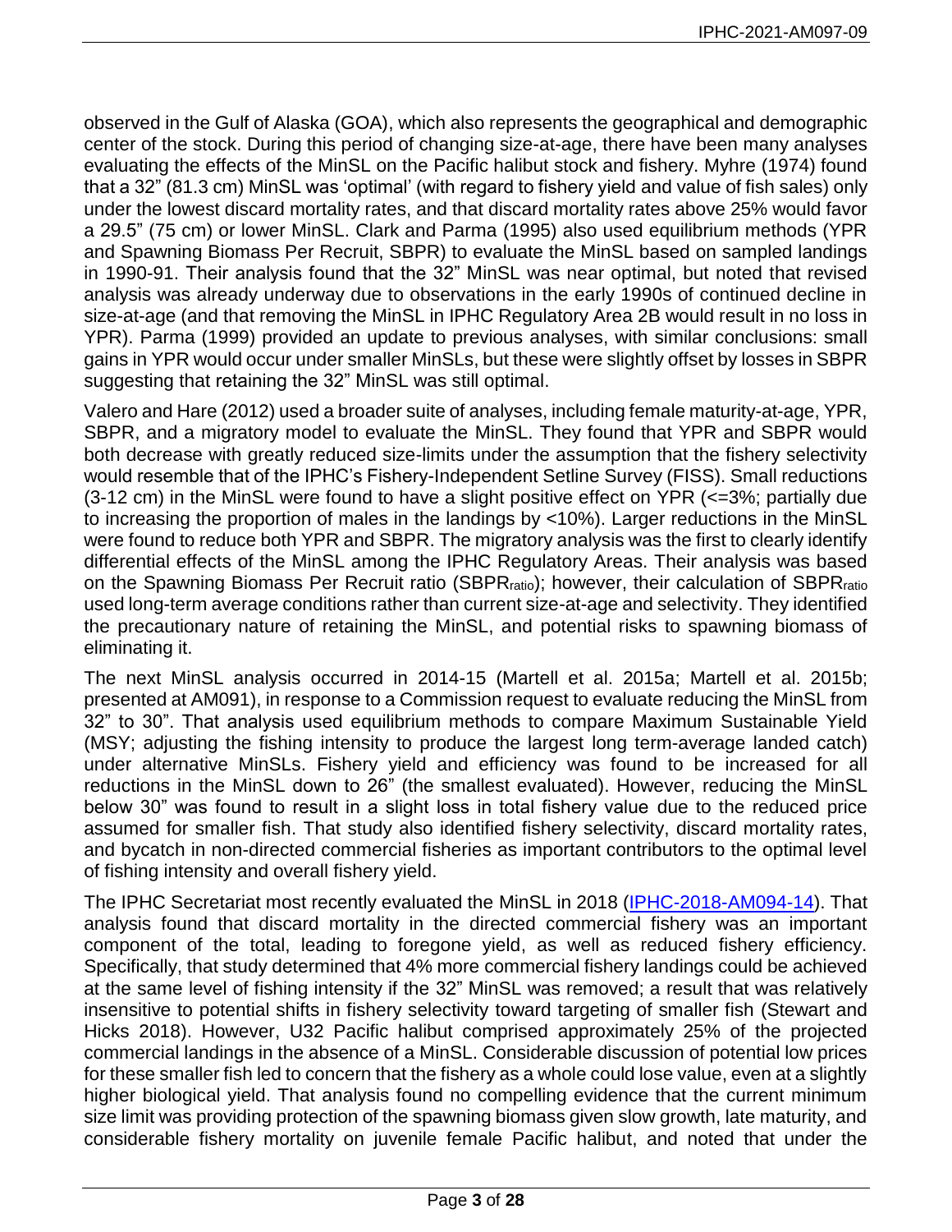observed in the Gulf of Alaska (GOA), which also represents the geographical and demographic center of the stock. During this period of changing size-at-age, there have been many analyses evaluating the effects of the MinSL on the Pacific halibut stock and fishery. Myhre (1974) found that a 32" (81.3 cm) MinSL was 'optimal' (with regard to fishery yield and value of fish sales) only under the lowest discard mortality rates, and that discard mortality rates above 25% would favor a 29.5" (75 cm) or lower MinSL. Clark and Parma (1995) also used equilibrium methods (YPR and Spawning Biomass Per Recruit, SBPR) to evaluate the MinSL based on sampled landings in 1990-91. Their analysis found that the 32" MinSL was near optimal, but noted that revised analysis was already underway due to observations in the early 1990s of continued decline in size-at-age (and that removing the MinSL in IPHC Regulatory Area 2B would result in no loss in YPR). Parma (1999) provided an update to previous analyses, with similar conclusions: small gains in YPR would occur under smaller MinSLs, but these were slightly offset by losses in SBPR suggesting that retaining the 32" MinSL was still optimal.

Valero and Hare (2012) used a broader suite of analyses, including female maturity-at-age, YPR, SBPR, and a migratory model to evaluate the MinSL. They found that YPR and SBPR would both decrease with greatly reduced size-limits under the assumption that the fishery selectivity would resemble that of the IPHC's Fishery-Independent Setline Survey (FISS). Small reductions (3-12 cm) in the MinSL were found to have a slight positive effect on YPR (<=3%; partially due to increasing the proportion of males in the landings by <10%). Larger reductions in the MinSL were found to reduce both YPR and SBPR. The migratory analysis was the first to clearly identify differential effects of the MinSL among the IPHC Regulatory Areas. Their analysis was based on the Spawning Biomass Per Recruit ratio ($SBPR_{ratio}$); however, their calculation of $SBPR_{ratio}$ used long-term average conditions rather than current size-at-age and selectivity. They identified the precautionary nature of retaining the MinSL, and potential risks to spawning biomass of eliminating it.

The next MinSL analysis occurred in 2014-15 (Martell et al. 2015a; Martell et al. 2015b; presented at AM091), in response to a Commission request to evaluate reducing the MinSL from 32" to 30". That analysis used equilibrium methods to compare Maximum Sustainable Yield (MSY; adjusting the fishing intensity to produce the largest long term-average landed catch) under alternative MinSLs. Fishery yield and efficiency was found to be increased for all reductions in the MinSL down to 26" (the smallest evaluated). However, reducing the MinSL below 30" was found to result in a slight loss in total fishery value due to the reduced price assumed for smaller fish. That study also identified fishery selectivity, discard mortality rates, and bycatch in non-directed commercial fisheries as important contributors to the optimal level of fishing intensity and overall fishery yield.

The IPHC Secretariat most recently evaluated the MinSL in 2018 (IPHC-2018-AM094-14). That analysis found that discard mortality in the directed commercial fishery was an important component of the total, leading to foregone yield, as well as reduced fishery efficiency. Specifically, that study determined that 4% more commercial fishery landings could be achieved at the same level of fishing intensity if the 32" MinSL was removed; a result that was relatively insensitive to potential shifts in fishery selectivity toward targeting of smaller fish (Stewart and Hicks 2018). However, U32 Pacific halibut comprised approximately 25% of the projected commercial landings in the absence of a MinSL. Considerable discussion of potential low prices for these smaller fish led to concern that the fishery as a whole could lose value, even at a slightly higher biological yield. That analysis found no compelling evidence that the current minimum size limit was providing protection of the spawning biomass given slow growth, late maturity, and considerable fishery mortality on juvenile female Pacific halibut, and noted that under the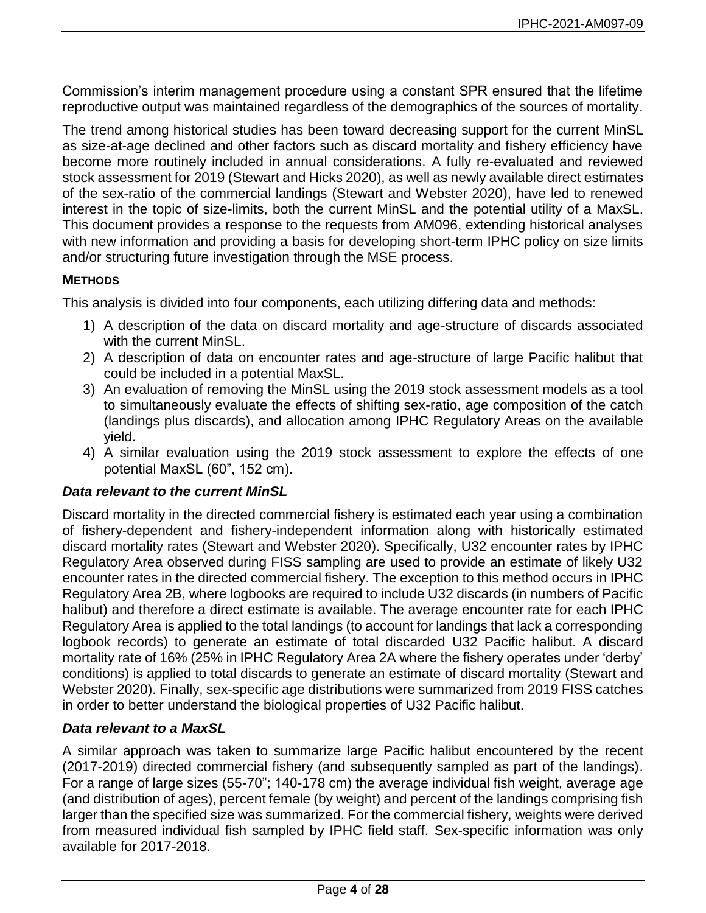Commission's interim management procedure using a constant SPR ensured that the lifetime reproductive output was maintained regardless of the demographics of the sources of mortality.

The trend among historical studies has been toward decreasing support for the current MinSL as size-at-age declined and other factors such as discard mortality and fishery efficiency have become more routinely included in annual considerations. A fully re-evaluated and reviewed stock assessment for 2019 (Stewart and Hicks 2020), as well as newly available direct estimates of the sex-ratio of the commercial landings (Stewart and Webster 2020), have led to renewed interest in the topic of size-limits, both the current MinSL and the potential utility of a MaxSL. This document provides a response to the requests from AM096, extending historical analyses with new information and providing a basis for developing short-term IPHC policy on size limits and/or structuring future investigation through the MSE process.

## METHODS

This analysis is divided into four components, each utilizing differing data and methods:

1) A description of the data on discard mortality and age-structure of discards associated with the current MinSL.
2) A description of data on encounter rates and age-structure of large Pacific halibut that could be included in a potential MaxSL.
3) An evaluation of removing the MinSL using the 2019 stock assessment models as a tool to simultaneously evaluate the effects of shifting sex-ratio, age composition of the catch (landings plus discards), and allocation among IPHC Regulatory Areas on the available yield.
4) A similar evaluation using the 2019 stock assessment to explore the effects of one potential MaxSL (60", 152 cm).

### *Data relevant to the current MinSL*

Discard mortality in the directed commercial fishery is estimated each year using a combination of fishery-dependent and fishery-independent information along with historically estimated discard mortality rates (Stewart and Webster 2020). Specifically, U32 encounter rates by IPHC Regulatory Area observed during FISS sampling are used to provide an estimate of likely U32 encounter rates in the directed commercial fishery. The exception to this method occurs in IPHC Regulatory Area 2B, where logbooks are required to include U32 discards (in numbers of Pacific halibut) and therefore a direct estimate is available. The average encounter rate for each IPHC Regulatory Area is applied to the total landings (to account for landings that lack a corresponding logbook records) to generate an estimate of total discarded U32 Pacific halibut. A discard mortality rate of 16% (25% in IPHC Regulatory Area 2A where the fishery operates under 'derby' conditions) is applied to total discards to generate an estimate of discard mortality (Stewart and Webster 2020). Finally, sex-specific age distributions were summarized from 2019 FISS catches in order to better understand the biological properties of U32 Pacific halibut.

### *Data relevant to a MaxSL*

A similar approach was taken to summarize large Pacific halibut encountered by the recent (2017-2019) directed commercial fishery (and subsequently sampled as part of the landings). For a range of large sizes (55-70"; 140-178 cm) the average individual fish weight, average age (and distribution of ages), percent female (by weight) and percent of the landings comprising fish larger than the specified size was summarized. For the commercial fishery, weights were derived from measured individual fish sampled by IPHC field staff. Sex-specific information was only available for 2017-2018.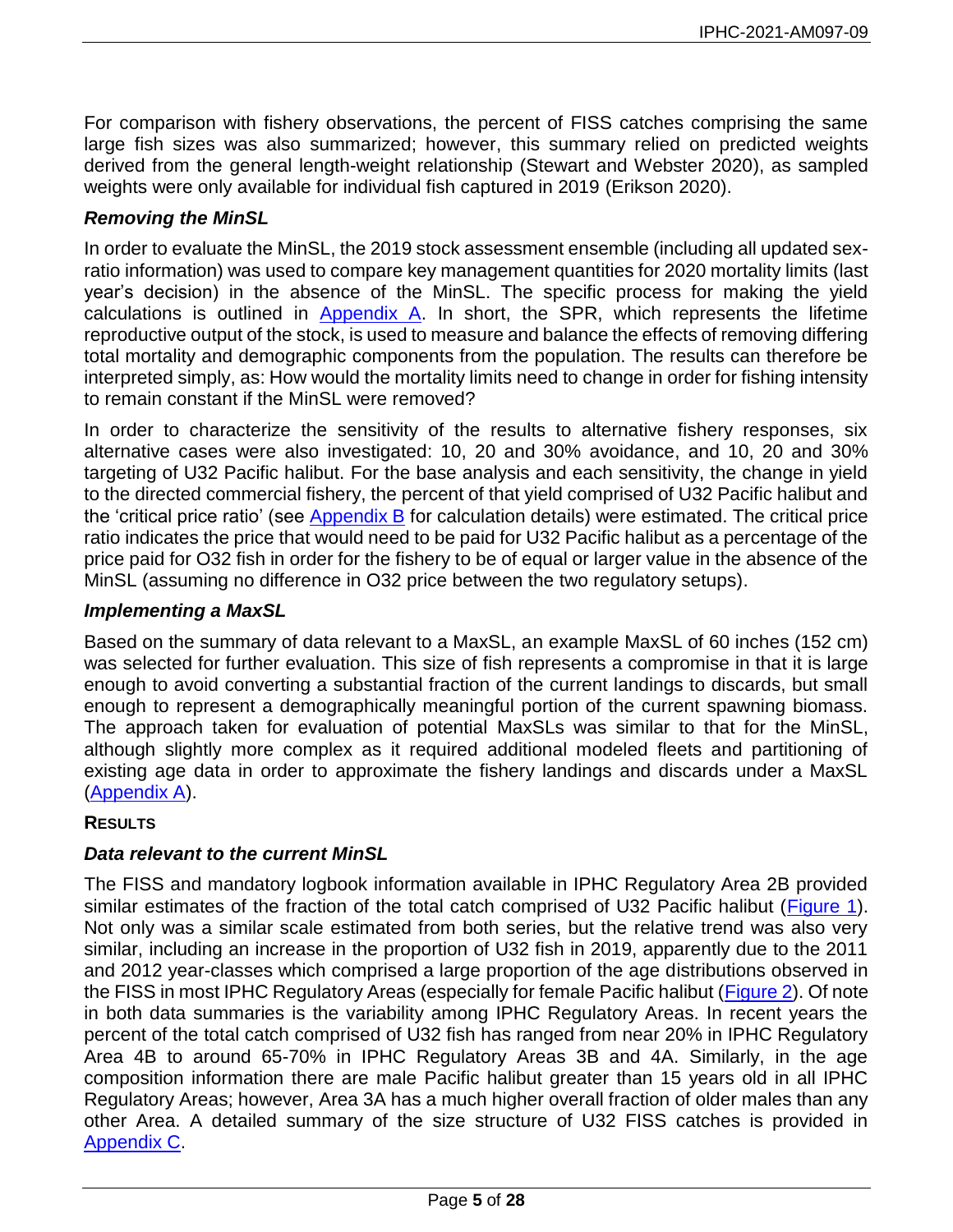For comparison with fishery observations, the percent of FISS catches comprising the same large fish sizes was also summarized; however, this summary relied on predicted weights derived from the general length-weight relationship (Stewart and Webster 2020), as sampled weights were only available for individual fish captured in 2019 (Erikson 2020).

### *Removing the MinSL*

In order to evaluate the MinSL, the 2019 stock assessment ensemble (including all updated sex-ratio information) was used to compare key management quantities for 2020 mortality limits (last year's decision) in the absence of the MinSL. The specific process for making the yield calculations is outlined in Appendix A. In short, the SPR, which represents the lifetime reproductive output of the stock, is used to measure and balance the effects of removing differing total mortality and demographic components from the population. The results can therefore be interpreted simply, as: How would the mortality limits need to change in order for fishing intensity to remain constant if the MinSL were removed?

In order to characterize the sensitivity of the results to alternative fishery responses, six alternative cases were also investigated: 10, 20 and 30% avoidance, and 10, 20 and 30% targeting of U32 Pacific halibut. For the base analysis and each sensitivity, the change in yield to the directed commercial fishery, the percent of that yield comprised of U32 Pacific halibut and the 'critical price ratio' (see Appendix B for calculation details) were estimated. The critical price ratio indicates the price that would need to be paid for U32 Pacific halibut as a percentage of the price paid for O32 fish in order for the fishery to be of equal or larger value in the absence of the MinSL (assuming no difference in O32 price between the two regulatory setups).

### *Implementing a MaxSL*

Based on the summary of data relevant to a MaxSL, an example MaxSL of 60 inches (152 cm) was selected for further evaluation. This size of fish represents a compromise in that it is large enough to avoid converting a substantial fraction of the current landings to discards, but small enough to represent a demographically meaningful portion of the current spawning biomass. The approach taken for evaluation of potential MaxSLs was similar to that for the MinSL, although slightly more complex as it required additional modeled fleets and partitioning of existing age data in order to approximate the fishery landings and discards under a MaxSL (Appendix A).

## **RESULTS**

### *Data relevant to the current MinSL*

The FISS and mandatory logbook information available in IPHC Regulatory Area 2B provided similar estimates of the fraction of the total catch comprised of U32 Pacific halibut (Figure 1). Not only was a similar scale estimated from both series, but the relative trend was also very similar, including an increase in the proportion of U32 fish in 2019, apparently due to the 2011 and 2012 year-classes which comprised a large proportion of the age distributions observed in the FISS in most IPHC Regulatory Areas (especially for female Pacific halibut (Figure 2). Of note in both data summaries is the variability among IPHC Regulatory Areas. In recent years the percent of the total catch comprised of U32 fish has ranged from near 20% in IPHC Regulatory Area 4B to around 65-70% in IPHC Regulatory Areas 3B and 4A. Similarly, in the age composition information there are male Pacific halibut greater than 15 years old in all IPHC Regulatory Areas; however, Area 3A has a much higher overall fraction of older males than any other Area. A detailed summary of the size structure of U32 FISS catches is provided in Appendix C.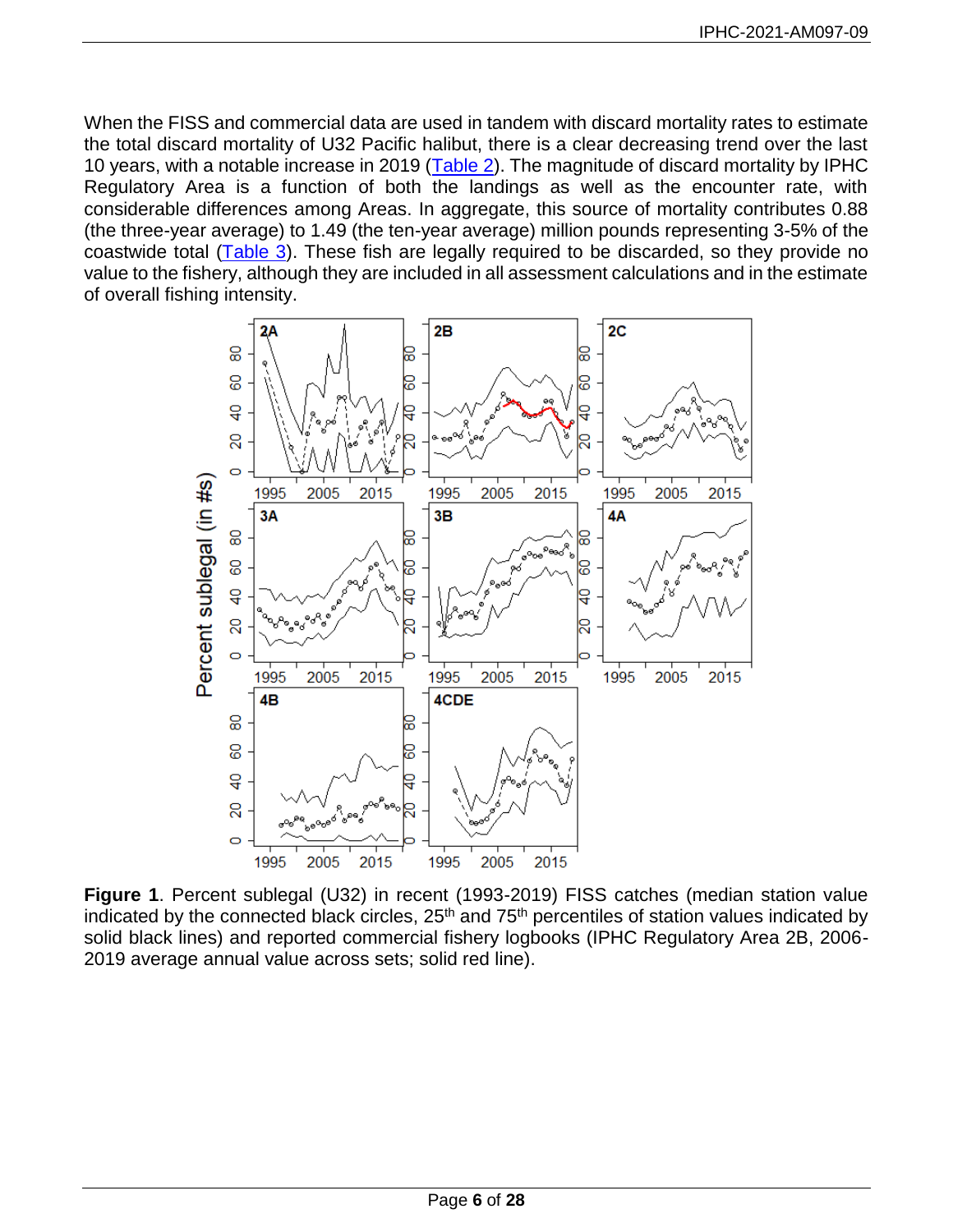When the FISS and commercial data are used in tandem with discard mortality rates to estimate the total discard mortality of U32 Pacific halibut, there is a clear decreasing trend over the last 10 years, with a notable increase in 2019 (Table 2). The magnitude of discard mortality by IPHC Regulatory Area is a function of both the landings as well as the encounter rate, with considerable differences among Areas. In aggregate, this source of mortality contributes 0.88 (the three-year average) to 1.49 (the ten-year average) million pounds representing 3-5% of the coastwide total (Table 3). These fish are legally required to be discarded, so they provide no value to the fishery, although they are included in all assessment calculations and in the estimate of overall fishing intensity.

**Figure 1**. Percent sublegal (U32) in recent (1993-2019) FISS catches (median station value indicated by the connected black circles, 25th and 75th percentiles of station values indicated by solid black lines) and reported commercial fishery logbooks (IPHC Regulatory Area 2B, 2006-2019 average annual value across sets; solid red line).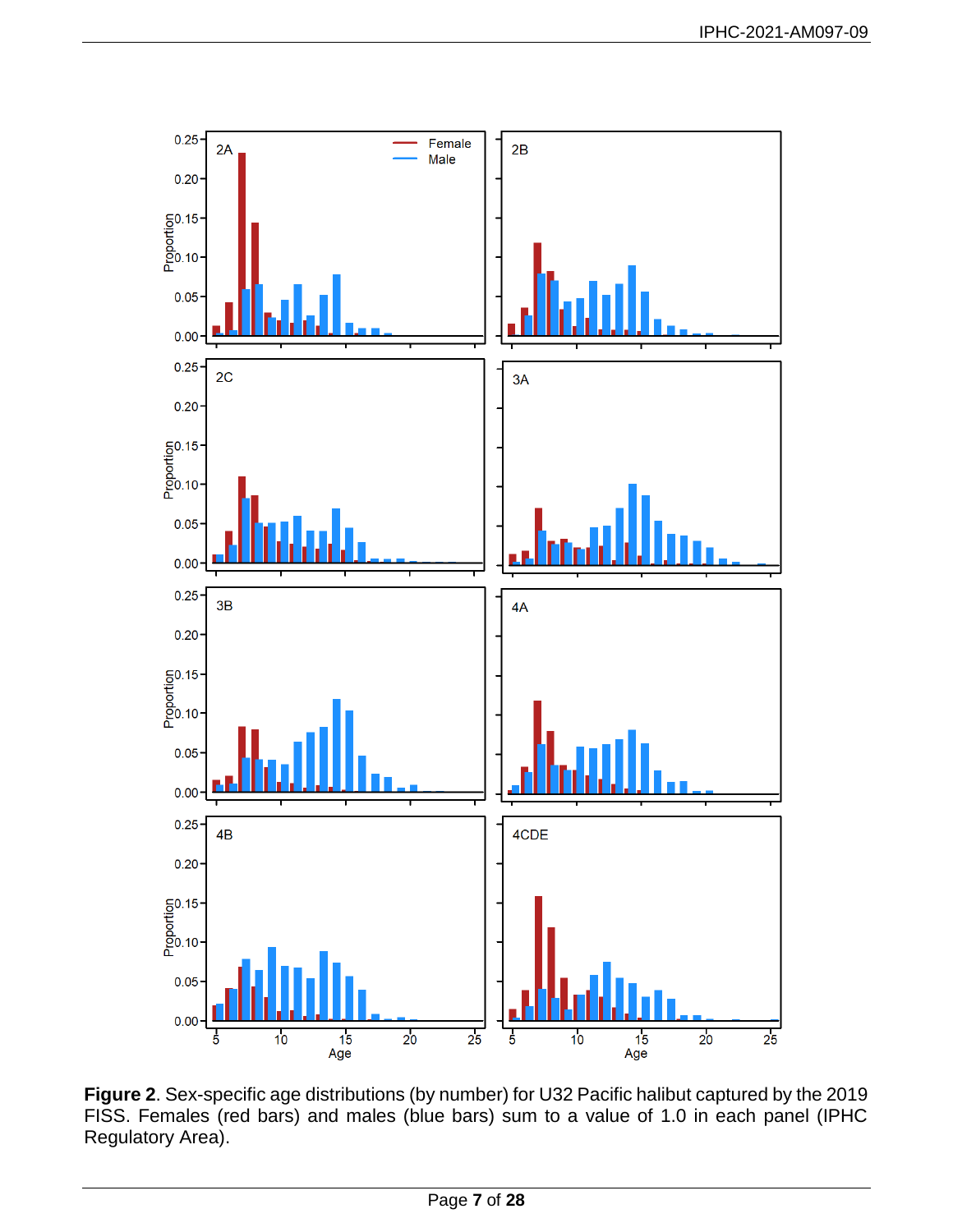**Figure 2**. Sex-specific age distributions (by number) for U32 Pacific halibut captured by the 2019 FISS. Females (red bars) and males (blue bars) sum to a value of 1.0 in each panel (IPHC Regulatory Area).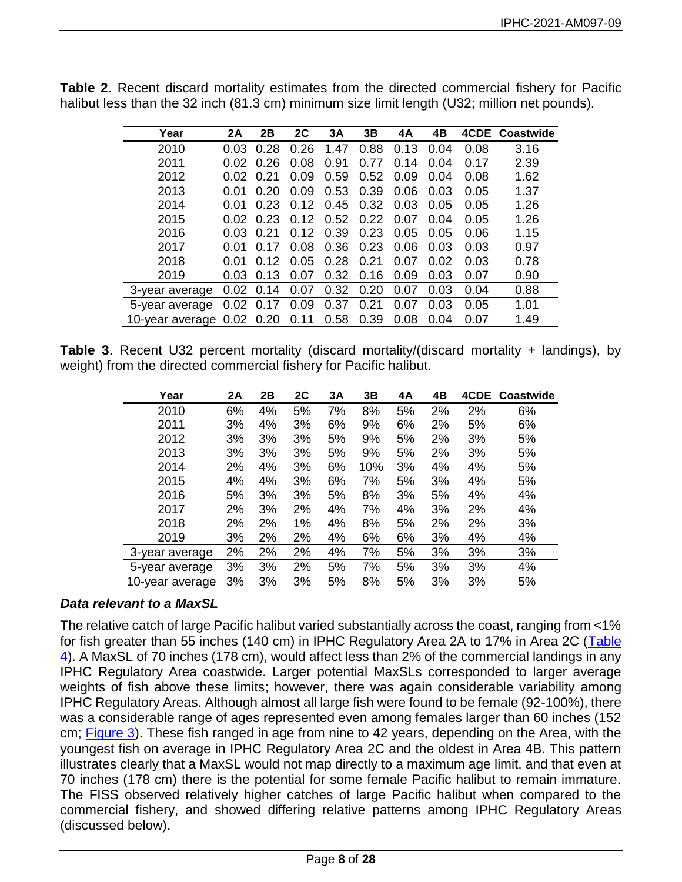**Table 2**. Recent discard mortality estimates from the directed commercial fishery for Pacific halibut less than the 32 inch (81.3 cm) minimum size limit length (U32; million net pounds).

| Year | 2A | 2B | 2C | 3A | 3B | 4A | 4B | 4CDE | Coastwide |
|---|---|---|---|---|---|---|---|---|---|
| 2010 | 0.03 | 0.28 | 0.26 | 1.47 | 0.88 | 0.13 | 0.04 | 0.08 | 3.16 |
| 2011 | 0.02 | 0.26 | 0.08 | 0.91 | 0.77 | 0.14 | 0.04 | 0.17 | 2.39 |
| 2012 | 0.02 | 0.21 | 0.09 | 0.59 | 0.52 | 0.09 | 0.04 | 0.08 | 1.62 |
| 2013 | 0.01 | 0.20 | 0.09 | 0.53 | 0.39 | 0.06 | 0.03 | 0.05 | 1.37 |
| 2014 | 0.01 | 0.23 | 0.12 | 0.45 | 0.32 | 0.03 | 0.05 | 0.05 | 1.26 |
| 2015 | 0.02 | 0.23 | 0.12 | 0.52 | 0.22 | 0.07 | 0.04 | 0.05 | 1.26 |
| 2016 | 0.03 | 0.21 | 0.12 | 0.39 | 0.23 | 0.05 | 0.05 | 0.06 | 1.15 |
| 2017 | 0.01 | 0.17 | 0.08 | 0.36 | 0.23 | 0.06 | 0.03 | 0.03 | 0.97 |
| 2018 | 0.01 | 0.12 | 0.05 | 0.28 | 0.21 | 0.07 | 0.02 | 0.03 | 0.78 |
| 2019 | 0.03 | 0.13 | 0.07 | 0.32 | 0.16 | 0.09 | 0.03 | 0.07 | 0.90 |
| 3-year average | 0.02 | 0.14 | 0.07 | 0.32 | 0.20 | 0.07 | 0.03 | 0.04 | 0.88 |
| 5-year average | 0.02 | 0.17 | 0.09 | 0.37 | 0.21 | 0.07 | 0.03 | 0.05 | 1.01 |
| 10-year average | 0.02 | 0.20 | 0.11 | 0.58 | 0.39 | 0.08 | 0.04 | 0.07 | 1.49 |

**Table 3**. Recent U32 percent mortality (discard mortality/(discard mortality + landings), by weight) from the directed commercial fishery for Pacific halibut.

| Year | 2A | 2B | 2C | 3A | 3B | 4A | 4B | 4CDE | Coastwide |
|---|---|---|---|---|---|---|---|---|---|
| 2010 | 6% | 4% | 5% | 7% | 8% | 5% | 2% | 2% | 6% |
| 2011 | 3% | 4% | 3% | 6% | 9% | 6% | 2% | 5% | 6% |
| 2012 | 3% | 3% | 3% | 5% | 9% | 5% | 2% | 3% | 5% |
| 2013 | 3% | 3% | 3% | 5% | 9% | 5% | 2% | 3% | 5% |
| 2014 | 2% | 4% | 3% | 6% | 10% | 3% | 4% | 4% | 5% |
| 2015 | 4% | 4% | 3% | 6% | 7% | 5% | 3% | 4% | 5% |
| 2016 | 5% | 3% | 3% | 5% | 8% | 3% | 5% | 4% | 4% |
| 2017 | 2% | 3% | 2% | 4% | 7% | 4% | 3% | 2% | 4% |
| 2018 | 2% | 2% | 1% | 4% | 8% | 5% | 2% | 2% | 3% |
| 2019 | 3% | 2% | 2% | 4% | 6% | 6% | 3% | 4% | 4% |
| 3-year average | 2% | 2% | 2% | 4% | 7% | 5% | 3% | 3% | 3% |
| 5-year average | 3% | 3% | 2% | 5% | 7% | 5% | 3% | 3% | 4% |
| 10-year average | 3% | 3% | 3% | 5% | 8% | 5% | 3% | 3% | 5% |

### *Data relevant to a MaxSL*

The relative catch of large Pacific halibut varied substantially across the coast, ranging from <1% for fish greater than 55 inches (140 cm) in IPHC Regulatory Area 2A to 17% in Area 2C (Table 4). A MaxSL of 70 inches (178 cm), would affect less than 2% of the commercial landings in any IPHC Regulatory Area coastwide. Larger potential MaxSLs corresponded to larger average weights of fish above these limits; however, there was again considerable variability among IPHC Regulatory Areas. Although almost all large fish were found to be female (92-100%), there was a considerable range of ages represented even among females larger than 60 inches (152 cm; Figure 3). These fish ranged in age from nine to 42 years, depending on the Area, with the youngest fish on average in IPHC Regulatory Area 2C and the oldest in Area 4B. This pattern illustrates clearly that a MaxSL would not map directly to a maximum age limit, and that even at 70 inches (178 cm) there is the potential for some female Pacific halibut to remain immature. The FISS observed relatively higher catches of large Pacific halibut when compared to the commercial fishery, and showed differing relative patterns among IPHC Regulatory Areas (discussed below).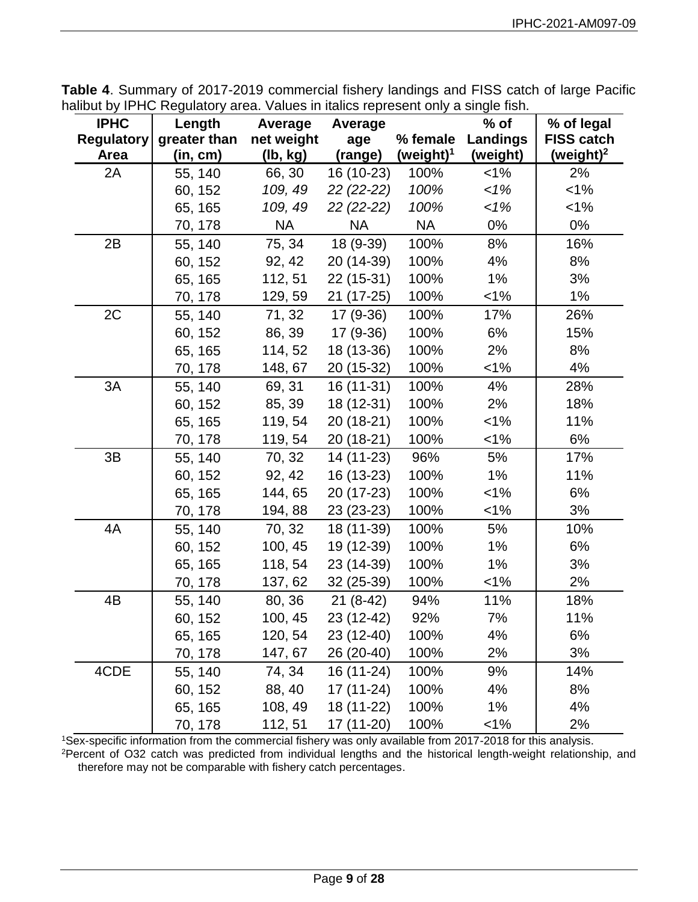**Table 4**. Summary of 2017-2019 commercial fishery landings and FISS catch of large Pacific halibut by IPHC Regulatory area. Values in italics represent only a single fish.

| IPHC Regulatory Area | Length greater than (in, cm) | Average net weight (lb, kg) | Average age (range) | % female (weight)[1] | % of Landings (weight) | % of legal FISS catch (weight)[2] |
|---|---|---|---|---|---|---|
| 2A | 55, 140 | 66, 30 | 16 (10-23) | 100% | <1% | 2% |
| | 60, 152 | *109, 49* | *22 (22-22)* | *100%* | *<1%* | <1% |
| | 65, 165 | *109, 49* | *22 (22-22)* | *100%* | *<1%* | <1% |
| | 70, 178 | NA | NA | NA | 0% | 0% |
| 2B | 55, 140 | 75, 34 | 18 (9-39) | 100% | 8% | 16% |
| | 60, 152 | 92, 42 | 20 (14-39) | 100% | 4% | 8% |
| | 65, 165 | 112, 51 | 22 (15-31) | 100% | 1% | 3% |
| | 70, 178 | 129, 59 | 21 (17-25) | 100% | <1% | 1% |
| 2C | 55, 140 | 71, 32 | 17 (9-36) | 100% | 17% | 26% |
| | 60, 152 | 86, 39 | 17 (9-36) | 100% | 6% | 15% |
| | 65, 165 | 114, 52 | 18 (13-36) | 100% | 2% | 8% |
| | 70, 178 | 148, 67 | 20 (15-32) | 100% | <1% | 4% |
| 3A | 55, 140 | 69, 31 | 16 (11-31) | 100% | 4% | 28% |
| | 60, 152 | 85, 39 | 18 (12-31) | 100% | 2% | 18% |
| | 65, 165 | 119, 54 | 20 (18-21) | 100% | <1% | 11% |
| | 70, 178 | 119, 54 | 20 (18-21) | 100% | <1% | 6% |
| 3B | 55, 140 | 70, 32 | 14 (11-23) | 96% | 5% | 17% |
| | 60, 152 | 92, 42 | 16 (13-23) | 100% | 1% | 11% |
| | 65, 165 | 144, 65 | 20 (17-23) | 100% | <1% | 6% |
| | 70, 178 | 194, 88 | 23 (23-23) | 100% | <1% | 3% |
| 4A | 55, 140 | 70, 32 | 18 (11-39) | 100% | 5% | 10% |
| | 60, 152 | 100, 45 | 19 (12-39) | 100% | 1% | 6% |
| | 65, 165 | 118, 54 | 23 (14-39) | 100% | 1% | 3% |
| | 70, 178 | 137, 62 | 32 (25-39) | 100% | <1% | 2% |
| 4B | 55, 140 | 80, 36 | 21 (8-42) | 94% | 11% | 18% |
| | 60, 152 | 100, 45 | 23 (12-42) | 92% | 7% | 11% |
| | 65, 165 | 120, 54 | 23 (12-40) | 100% | 4% | 6% |
| | 70, 178 | 147, 67 | 26 (20-40) | 100% | 2% | 3% |
| 4CDE | 55, 140 | 74, 34 | 16 (11-24) | 100% | 9% | 14% |
| | 60, 152 | 88, 40 | 17 (11-24) | 100% | 4% | 8% |
| | 65, 165 | 108, 49 | 18 (11-22) | 100% | 1% | 4% |
| | 70, 178 | 112, 51 | 17 (11-20) | 100% | <1% | 2% |

[1]Sex-specific information from the commercial fishery was only available from 2017-2018 for this analysis.

[2]Percent of O32 catch was predicted from individual lengths and the historical length-weight relationship, and therefore may not be comparable with fishery catch percentages.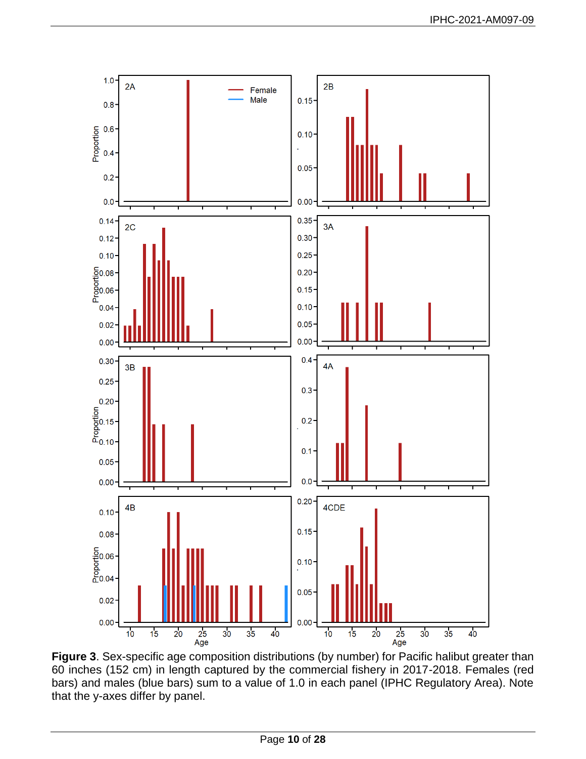**Figure 3**. Sex-specific age composition distributions (by number) for Pacific halibut greater than 60 inches (152 cm) in length captured by the commercial fishery in 2017-2018. Females (red bars) and males (blue bars) sum to a value of 1.0 in each panel (IPHC Regulatory Area). Note that the y-axes differ by panel.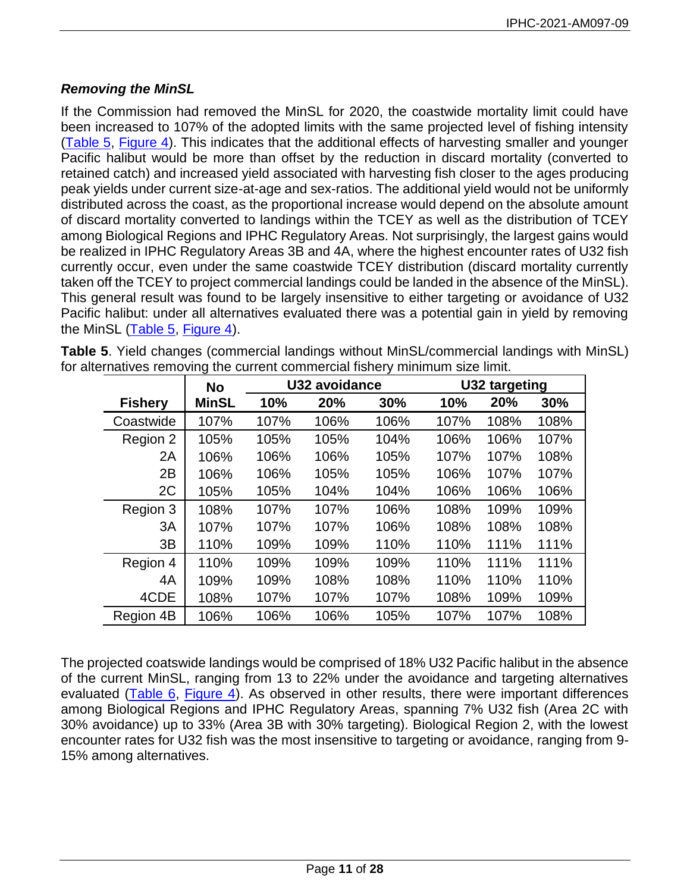### *Removing the MinSL*

If the Commission had removed the MinSL for 2020, the coastwide mortality limit could have been increased to 107% of the adopted limits with the same projected level of fishing intensity (Table 5, Figure 4). This indicates that the additional effects of harvesting smaller and younger Pacific halibut would be more than offset by the reduction in discard mortality (converted to retained catch) and increased yield associated with harvesting fish closer to the ages producing peak yields under current size-at-age and sex-ratios. The additional yield would not be uniformly distributed across the coast, as the proportional increase would depend on the absolute amount of discard mortality converted to landings within the TCEY as well as the distribution of TCEY among Biological Regions and IPHC Regulatory Areas. Not surprisingly, the largest gains would be realized in IPHC Regulatory Areas 3B and 4A, where the highest encounter rates of U32 fish currently occur, even under the same coastwide TCEY distribution (discard mortality currently taken off the TCEY to project commercial landings could be landed in the absence of the MinSL). This general result was found to be largely insensitive to either targeting or avoidance of U32 Pacific halibut: under all alternatives evaluated there was a potential gain in yield by removing the MinSL (Table 5, Figure 4).

**Table 5**. Yield changes (commercial landings without MinSL/commercial landings with MinSL) for alternatives removing the current commercial fishery minimum size limit.

| | No | U32 avoidance | | | U32 targeting | | |
|---|---|---|---|---|---|---|---|
| **Fishery** | **MinSL** | **10%** | **20%** | **30%** | **10%** | **20%** | **30%** |
| Coastwide | 107% | 107% | 106% | 106% | 107% | 108% | 108% |
| Region 2 | 105% | 105% | 105% | 104% | 106% | 106% | 107% |
| 2A | 106% | 106% | 106% | 105% | 107% | 107% | 108% |
| 2B | 106% | 106% | 105% | 105% | 106% | 107% | 107% |
| 2C | 105% | 105% | 104% | 104% | 106% | 106% | 106% |
| Region 3 | 108% | 107% | 107% | 106% | 108% | 109% | 109% |
| 3A | 107% | 107% | 107% | 106% | 108% | 108% | 108% |
| 3B | 110% | 109% | 109% | 110% | 110% | 111% | 111% |
| Region 4 | 110% | 109% | 109% | 109% | 110% | 111% | 111% |
| 4A | 109% | 109% | 108% | 108% | 110% | 110% | 110% |
| 4CDE | 108% | 107% | 107% | 107% | 108% | 109% | 109% |
| Region 4B | 106% | 106% | 106% | 105% | 107% | 107% | 108% |

The projected coatswide landings would be comprised of 18% U32 Pacific halibut in the absence of the current MinSL, ranging from 13 to 22% under the avoidance and targeting alternatives evaluated (Table 6, Figure 4). As observed in other results, there were important differences among Biological Regions and IPHC Regulatory Areas, spanning 7% U32 fish (Area 2C with 30% avoidance) up to 33% (Area 3B with 30% targeting). Biological Region 2, with the lowest encounter rates for U32 fish was the most insensitive to targeting or avoidance, ranging from 9-15% among alternatives.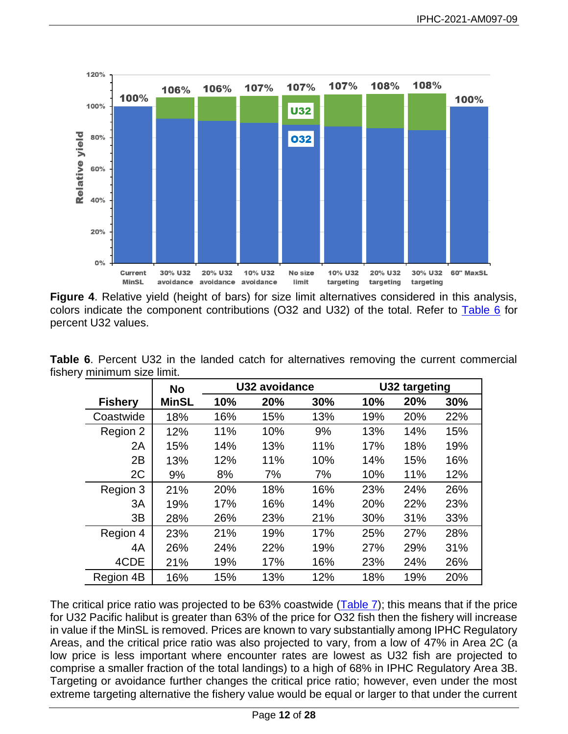**Figure 4**. Relative yield (height of bars) for size limit alternatives considered in this analysis, colors indicate the component contributions (O32 and U32) of the total. Refer to Table 6 for percent U32 values.

**Table 6**. Percent U32 in the landed catch for alternatives removing the current commercial fishery minimum size limit.

| Fishery | No MinSL | U32 avoidance | | | U32 targeting | | |
|---|---|---|---|---|---|---|---|
| | | 10% | 20% | 30% | 10% | 20% | 30% |
| Coastwide | 18% | 16% | 15% | 13% | 19% | 20% | 22% |
| Region 2 | 12% | 11% | 10% | 9% | 13% | 14% | 15% |
| 2A | 15% | 14% | 13% | 11% | 17% | 18% | 19% |
| 2B | 13% | 12% | 11% | 10% | 14% | 15% | 16% |
| 2C | 9% | 8% | 7% | 7% | 10% | 11% | 12% |
| Region 3 | 21% | 20% | 18% | 16% | 23% | 24% | 26% |
| 3A | 19% | 17% | 16% | 14% | 20% | 22% | 23% |
| 3B | 28% | 26% | 23% | 21% | 30% | 31% | 33% |
| Region 4 | 23% | 21% | 19% | 17% | 25% | 27% | 28% |
| 4A | 26% | 24% | 22% | 19% | 27% | 29% | 31% |
| 4CDE | 21% | 19% | 17% | 16% | 23% | 24% | 26% |
| Region 4B | 16% | 15% | 13% | 12% | 18% | 19% | 20% |

The critical price ratio was projected to be 63% coastwide (Table 7); this means that if the price for U32 Pacific halibut is greater than 63% of the price for O32 fish then the fishery will increase in value if the MinSL is removed. Prices are known to vary substantially among IPHC Regulatory Areas, and the critical price ratio was also projected to vary, from a low of 47% in Area 2C (a low price is less important where encounter rates are lowest as U32 fish are projected to comprise a smaller fraction of the total landings) to a high of 68% in IPHC Regulatory Area 3B. Targeting or avoidance further changes the critical price ratio; however, even under the most extreme targeting alternative the fishery value would be equal or larger to that under the current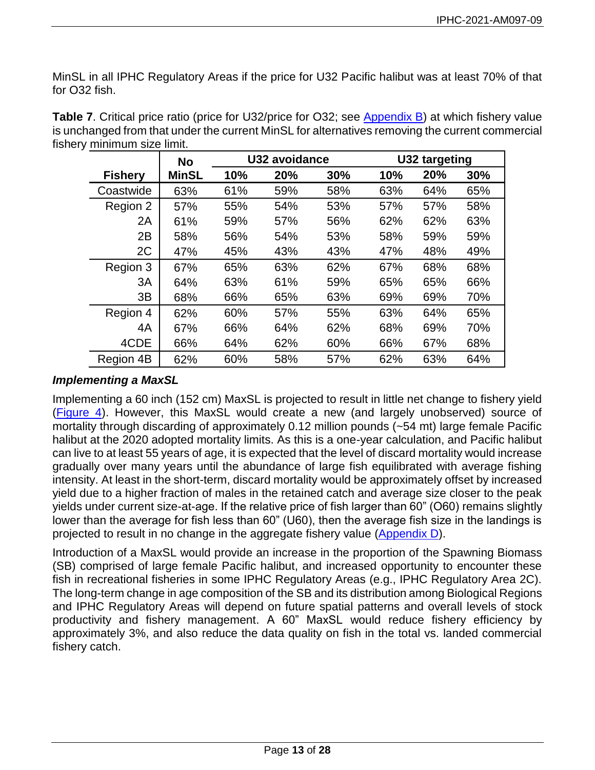MinSL in all IPHC Regulatory Areas if the price for U32 Pacific halibut was at least 70% of that for O32 fish.

**Table 7**. Critical price ratio (price for U32/price for O32; see Appendix B) at which fishery value is unchanged from that under the current MinSL for alternatives removing the current commercial fishery minimum size limit.

| | No | U32 avoidance | | | U32 targeting | | |
|---|---|---|---|---|---|---|---|
| **Fishery** | **MinSL** | **10%** | **20%** | **30%** | **10%** | **20%** | **30%** |
| Coastwide | 63% | 61% | 59% | 58% | 63% | 64% | 65% |
| Region 2 | 57% | 55% | 54% | 53% | 57% | 57% | 58% |
| 2A | 61% | 59% | 57% | 56% | 62% | 62% | 63% |
| 2B | 58% | 56% | 54% | 53% | 58% | 59% | 59% |
| 2C | 47% | 45% | 43% | 43% | 47% | 48% | 49% |
| Region 3 | 67% | 65% | 63% | 62% | 67% | 68% | 68% |
| 3A | 64% | 63% | 61% | 59% | 65% | 65% | 66% |
| 3B | 68% | 66% | 65% | 63% | 69% | 69% | 70% |
| Region 4 | 62% | 60% | 57% | 55% | 63% | 64% | 65% |
| 4A | 67% | 66% | 64% | 62% | 68% | 69% | 70% |
| 4CDE | 66% | 64% | 62% | 60% | 66% | 67% | 68% |
| Region 4B | 62% | 60% | 58% | 57% | 62% | 63% | 64% |

### *Implementing a MaxSL*

Implementing a 60 inch (152 cm) MaxSL is projected to result in little net change to fishery yield (Figure 4). However, this MaxSL would create a new (and largely unobserved) source of mortality through discarding of approximately 0.12 million pounds (~54 mt) large female Pacific halibut at the 2020 adopted mortality limits. As this is a one-year calculation, and Pacific halibut can live to at least 55 years of age, it is expected that the level of discard mortality would increase gradually over many years until the abundance of large fish equilibrated with average fishing intensity. At least in the short-term, discard mortality would be approximately offset by increased yield due to a higher fraction of males in the retained catch and average size closer to the peak yields under current size-at-age. If the relative price of fish larger than 60" (O60) remains slightly lower than the average for fish less than 60" (U60), then the average fish size in the landings is projected to result in no change in the aggregate fishery value (Appendix D).

Introduction of a MaxSL would provide an increase in the proportion of the Spawning Biomass (SB) comprised of large female Pacific halibut, and increased opportunity to encounter these fish in recreational fisheries in some IPHC Regulatory Areas (e.g., IPHC Regulatory Area 2C). The long-term change in age composition of the SB and its distribution among Biological Regions and IPHC Regulatory Areas will depend on future spatial patterns and overall levels of stock productivity and fishery management. A 60" MaxSL would reduce fishery efficiency by approximately 3%, and also reduce the data quality on fish in the total vs. landed commercial fishery catch.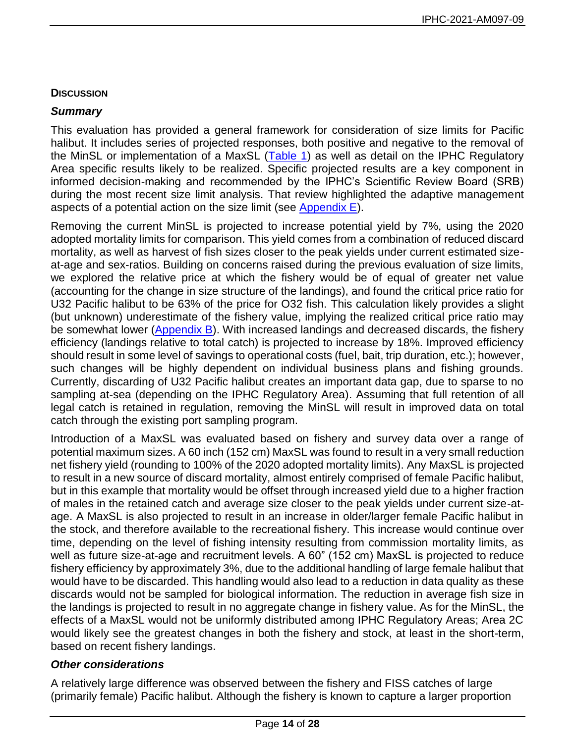## Discussion

### *Summary*

This evaluation has provided a general framework for consideration of size limits for Pacific halibut. It includes series of projected responses, both positive and negative to the removal of the MinSL or implementation of a MaxSL (Table 1) as well as detail on the IPHC Regulatory Area specific results likely to be realized. Specific projected results are a key component in informed decision-making and recommended by the IPHC's Scientific Review Board (SRB) during the most recent size limit analysis. That review highlighted the adaptive management aspects of a potential action on the size limit (see Appendix E).

Removing the current MinSL is projected to increase potential yield by 7%, using the 2020 adopted mortality limits for comparison. This yield comes from a combination of reduced discard mortality, as well as harvest of fish sizes closer to the peak yields under current estimated size-at-age and sex-ratios. Building on concerns raised during the previous evaluation of size limits, we explored the relative price at which the fishery would be of equal of greater net value (accounting for the change in size structure of the landings), and found the critical price ratio for U32 Pacific halibut to be 63% of the price for O32 fish. This calculation likely provides a slight (but unknown) underestimate of the fishery value, implying the realized critical price ratio may be somewhat lower (Appendix B). With increased landings and decreased discards, the fishery efficiency (landings relative to total catch) is projected to increase by 18%. Improved efficiency should result in some level of savings to operational costs (fuel, bait, trip duration, etc.); however, such changes will be highly dependent on individual business plans and fishing grounds. Currently, discarding of U32 Pacific halibut creates an important data gap, due to sparse to no sampling at-sea (depending on the IPHC Regulatory Area). Assuming that full retention of all legal catch is retained in regulation, removing the MinSL will result in improved data on total catch through the existing port sampling program.

Introduction of a MaxSL was evaluated based on fishery and survey data over a range of potential maximum sizes. A 60 inch (152 cm) MaxSL was found to result in a very small reduction net fishery yield (rounding to 100% of the 2020 adopted mortality limits). Any MaxSL is projected to result in a new source of discard mortality, almost entirely comprised of female Pacific halibut, but in this example that mortality would be offset through increased yield due to a higher fraction of males in the retained catch and average size closer to the peak yields under current size-at-age. A MaxSL is also projected to result in an increase in older/larger female Pacific halibut in the stock, and therefore available to the recreational fishery. This increase would continue over time, depending on the level of fishing intensity resulting from commission mortality limits, as well as future size-at-age and recruitment levels. A 60" (152 cm) MaxSL is projected to reduce fishery efficiency by approximately 3%, due to the additional handling of large female halibut that would have to be discarded. This handling would also lead to a reduction in data quality as these discards would not be sampled for biological information. The reduction in average fish size in the landings is projected to result in no aggregate change in fishery value. As for the MinSL, the effects of a MaxSL would not be uniformly distributed among IPHC Regulatory Areas; Area 2C would likely see the greatest changes in both the fishery and stock, at least in the short-term, based on recent fishery landings.

### *Other considerations*

A relatively large difference was observed between the fishery and FISS catches of large (primarily female) Pacific halibut. Although the fishery is known to capture a larger proportion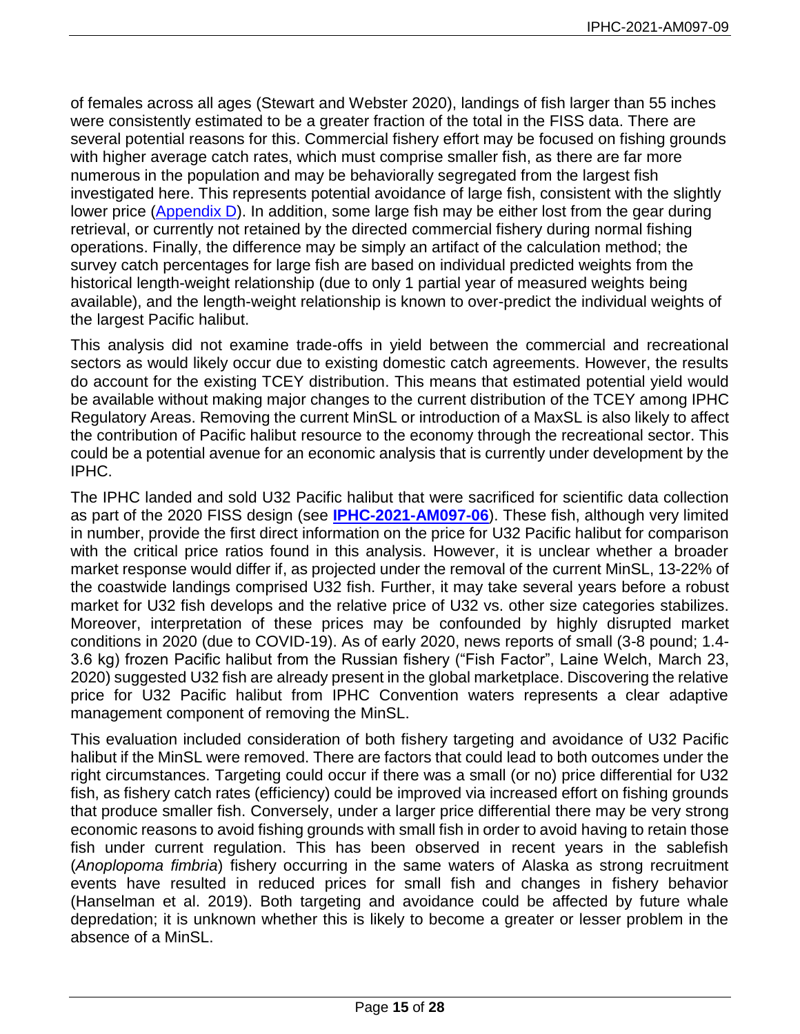of females across all ages (Stewart and Webster 2020), landings of fish larger than 55 inches were consistently estimated to be a greater fraction of the total in the FISS data. There are several potential reasons for this. Commercial fishery effort may be focused on fishing grounds with higher average catch rates, which must comprise smaller fish, as there are far more numerous in the population and may be behaviorally segregated from the largest fish investigated here. This represents potential avoidance of large fish, consistent with the slightly lower price (Appendix D). In addition, some large fish may be either lost from the gear during retrieval, or currently not retained by the directed commercial fishery during normal fishing operations. Finally, the difference may be simply an artifact of the calculation method; the survey catch percentages for large fish are based on individual predicted weights from the historical length-weight relationship (due to only 1 partial year of measured weights being available), and the length-weight relationship is known to over-predict the individual weights of the largest Pacific halibut.

This analysis did not examine trade-offs in yield between the commercial and recreational sectors as would likely occur due to existing domestic catch agreements. However, the results do account for the existing TCEY distribution. This means that estimated potential yield would be available without making major changes to the current distribution of the TCEY among IPHC Regulatory Areas. Removing the current MinSL or introduction of a MaxSL is also likely to affect the contribution of Pacific halibut resource to the economy through the recreational sector. This could be a potential avenue for an economic analysis that is currently under development by the IPHC.

The IPHC landed and sold U32 Pacific halibut that were sacrificed for scientific data collection as part of the 2020 FISS design (see **IPHC-2021-AM097-06**). These fish, although very limited in number, provide the first direct information on the price for U32 Pacific halibut for comparison with the critical price ratios found in this analysis. However, it is unclear whether a broader market response would differ if, as projected under the removal of the current MinSL, 13-22% of the coastwide landings comprised U32 fish. Further, it may take several years before a robust market for U32 fish develops and the relative price of U32 vs. other size categories stabilizes. Moreover, interpretation of these prices may be confounded by highly disrupted market conditions in 2020 (due to COVID-19). As of early 2020, news reports of small (3-8 pound; 1.4-3.6 kg) frozen Pacific halibut from the Russian fishery ("Fish Factor", Laine Welch, March 23, 2020) suggested U32 fish are already present in the global marketplace. Discovering the relative price for U32 Pacific halibut from IPHC Convention waters represents a clear adaptive management component of removing the MinSL.

This evaluation included consideration of both fishery targeting and avoidance of U32 Pacific halibut if the MinSL were removed. There are factors that could lead to both outcomes under the right circumstances. Targeting could occur if there was a small (or no) price differential for U32 fish, as fishery catch rates (efficiency) could be improved via increased effort on fishing grounds that produce smaller fish. Conversely, under a larger price differential there may be very strong economic reasons to avoid fishing grounds with small fish in order to avoid having to retain those fish under current regulation. This has been observed in recent years in the sablefish (*Anoplopoma fimbria*) fishery occurring in the same waters of Alaska as strong recruitment events have resulted in reduced prices for small fish and changes in fishery behavior (Hanselman et al. 2019). Both targeting and avoidance could be affected by future whale depredation; it is unknown whether this is likely to become a greater or lesser problem in the absence of a MinSL.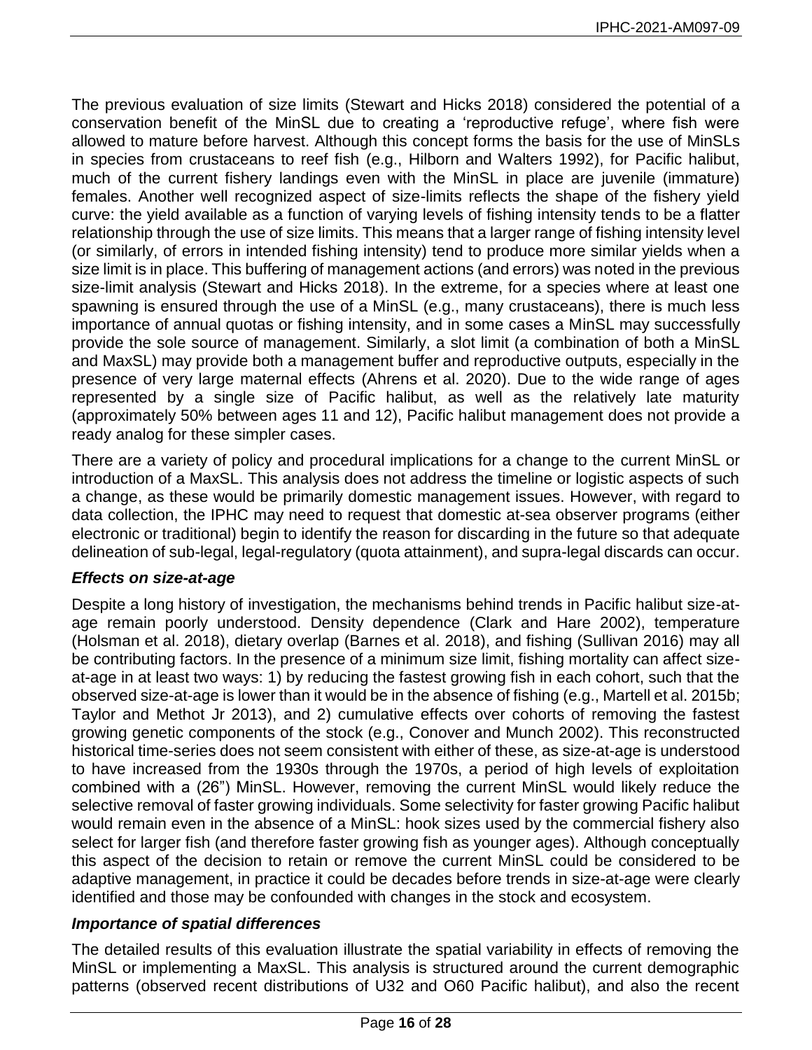The previous evaluation of size limits (Stewart and Hicks 2018) considered the potential of a conservation benefit of the MinSL due to creating a 'reproductive refuge', where fish were allowed to mature before harvest. Although this concept forms the basis for the use of MinSLs in species from crustaceans to reef fish (e.g., Hilborn and Walters 1992), for Pacific halibut, much of the current fishery landings even with the MinSL in place are juvenile (immature) females. Another well recognized aspect of size-limits reflects the shape of the fishery yield curve: the yield available as a function of varying levels of fishing intensity tends to be a flatter relationship through the use of size limits. This means that a larger range of fishing intensity level (or similarly, of errors in intended fishing intensity) tend to produce more similar yields when a size limit is in place. This buffering of management actions (and errors) was noted in the previous size-limit analysis (Stewart and Hicks 2018). In the extreme, for a species where at least one spawning is ensured through the use of a MinSL (e.g., many crustaceans), there is much less importance of annual quotas or fishing intensity, and in some cases a MinSL may successfully provide the sole source of management. Similarly, a slot limit (a combination of both a MinSL and MaxSL) may provide both a management buffer and reproductive outputs, especially in the presence of very large maternal effects (Ahrens et al. 2020). Due to the wide range of ages represented by a single size of Pacific halibut, as well as the relatively late maturity (approximately 50% between ages 11 and 12), Pacific halibut management does not provide a ready analog for these simpler cases.

There are a variety of policy and procedural implications for a change to the current MinSL or introduction of a MaxSL. This analysis does not address the timeline or logistic aspects of such a change, as these would be primarily domestic management issues. However, with regard to data collection, the IPHC may need to request that domestic at-sea observer programs (either electronic or traditional) begin to identify the reason for discarding in the future so that adequate delineation of sub-legal, legal-regulatory (quota attainment), and supra-legal discards can occur.

### *Effects on size-at-age*

Despite a long history of investigation, the mechanisms behind trends in Pacific halibut size-at-age remain poorly understood. Density dependence (Clark and Hare 2002), temperature (Holsman et al. 2018), dietary overlap (Barnes et al. 2018), and fishing (Sullivan 2016) may all be contributing factors. In the presence of a minimum size limit, fishing mortality can affect size-at-age in at least two ways: 1) by reducing the fastest growing fish in each cohort, such that the observed size-at-age is lower than it would be in the absence of fishing (e.g., Martell et al. 2015b; Taylor and Methot Jr 2013), and 2) cumulative effects over cohorts of removing the fastest growing genetic components of the stock (e.g., Conover and Munch 2002). This reconstructed historical time-series does not seem consistent with either of these, as size-at-age is understood to have increased from the 1930s through the 1970s, a period of high levels of exploitation combined with a (26") MinSL. However, removing the current MinSL would likely reduce the selective removal of faster growing individuals. Some selectivity for faster growing Pacific halibut would remain even in the absence of a MinSL: hook sizes used by the commercial fishery also select for larger fish (and therefore faster growing fish as younger ages). Although conceptually this aspect of the decision to retain or remove the current MinSL could be considered to be adaptive management, in practice it could be decades before trends in size-at-age were clearly identified and those may be confounded with changes in the stock and ecosystem.

### *Importance of spatial differences*

The detailed results of this evaluation illustrate the spatial variability in effects of removing the MinSL or implementing a MaxSL. This analysis is structured around the current demographic patterns (observed recent distributions of U32 and O60 Pacific halibut), and also the recent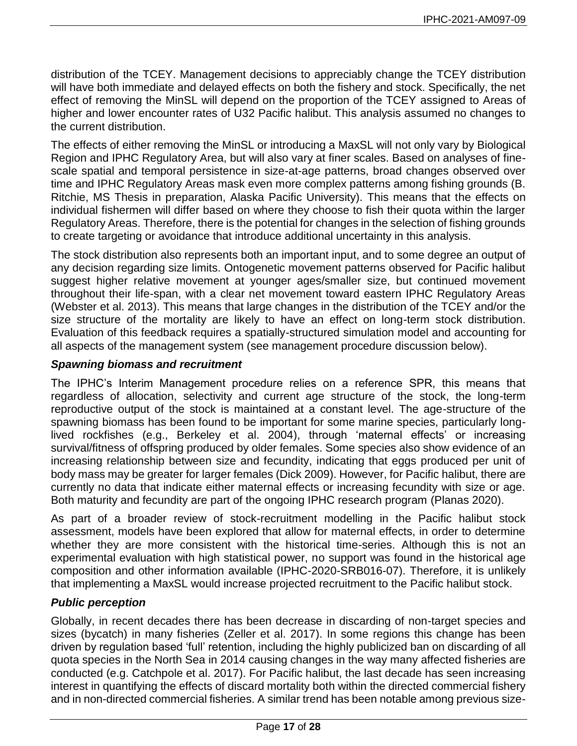distribution of the TCEY. Management decisions to appreciably change the TCEY distribution will have both immediate and delayed effects on both the fishery and stock. Specifically, the net effect of removing the MinSL will depend on the proportion of the TCEY assigned to Areas of higher and lower encounter rates of U32 Pacific halibut. This analysis assumed no changes to the current distribution.

The effects of either removing the MinSL or introducing a MaxSL will not only vary by Biological Region and IPHC Regulatory Area, but will also vary at finer scales. Based on analyses of fine-scale spatial and temporal persistence in size-at-age patterns, broad changes observed over time and IPHC Regulatory Areas mask even more complex patterns among fishing grounds (B. Ritchie, MS Thesis in preparation, Alaska Pacific University). This means that the effects on individual fishermen will differ based on where they choose to fish their quota within the larger Regulatory Areas. Therefore, there is the potential for changes in the selection of fishing grounds to create targeting or avoidance that introduce additional uncertainty in this analysis.

The stock distribution also represents both an important input, and to some degree an output of any decision regarding size limits. Ontogenetic movement patterns observed for Pacific halibut suggest higher relative movement at younger ages/smaller size, but continued movement throughout their life-span, with a clear net movement toward eastern IPHC Regulatory Areas (Webster et al. 2013). This means that large changes in the distribution of the TCEY and/or the size structure of the mortality are likely to have an effect on long-term stock distribution. Evaluation of this feedback requires a spatially-structured simulation model and accounting for all aspects of the management system (see management procedure discussion below).

### *Spawning biomass and recruitment*

The IPHC's Interim Management procedure relies on a reference SPR, this means that regardless of allocation, selectivity and current age structure of the stock, the long-term reproductive output of the stock is maintained at a constant level. The age-structure of the spawning biomass has been found to be important for some marine species, particularly long-lived rockfishes (e.g., Berkeley et al. 2004), through 'maternal effects' or increasing survival/fitness of offspring produced by older females. Some species also show evidence of an increasing relationship between size and fecundity, indicating that eggs produced per unit of body mass may be greater for larger females (Dick 2009). However, for Pacific halibut, there are currently no data that indicate either maternal effects or increasing fecundity with size or age. Both maturity and fecundity are part of the ongoing IPHC research program (Planas 2020).

As part of a broader review of stock-recruitment modelling in the Pacific halibut stock assessment, models have been explored that allow for maternal effects, in order to determine whether they are more consistent with the historical time-series. Although this is not an experimental evaluation with high statistical power, no support was found in the historical age composition and other information available (IPHC-2020-SRB016-07). Therefore, it is unlikely that implementing a MaxSL would increase projected recruitment to the Pacific halibut stock.

### *Public perception*

Globally, in recent decades there has been decrease in discarding of non-target species and sizes (bycatch) in many fisheries (Zeller et al. 2017). In some regions this change has been driven by regulation based 'full' retention, including the highly publicized ban on discarding of all quota species in the North Sea in 2014 causing changes in the way many affected fisheries are conducted (e.g. Catchpole et al. 2017). For Pacific halibut, the last decade has seen increasing interest in quantifying the effects of discard mortality both within the directed commercial fishery and in non-directed commercial fisheries. A similar trend has been notable among previous size-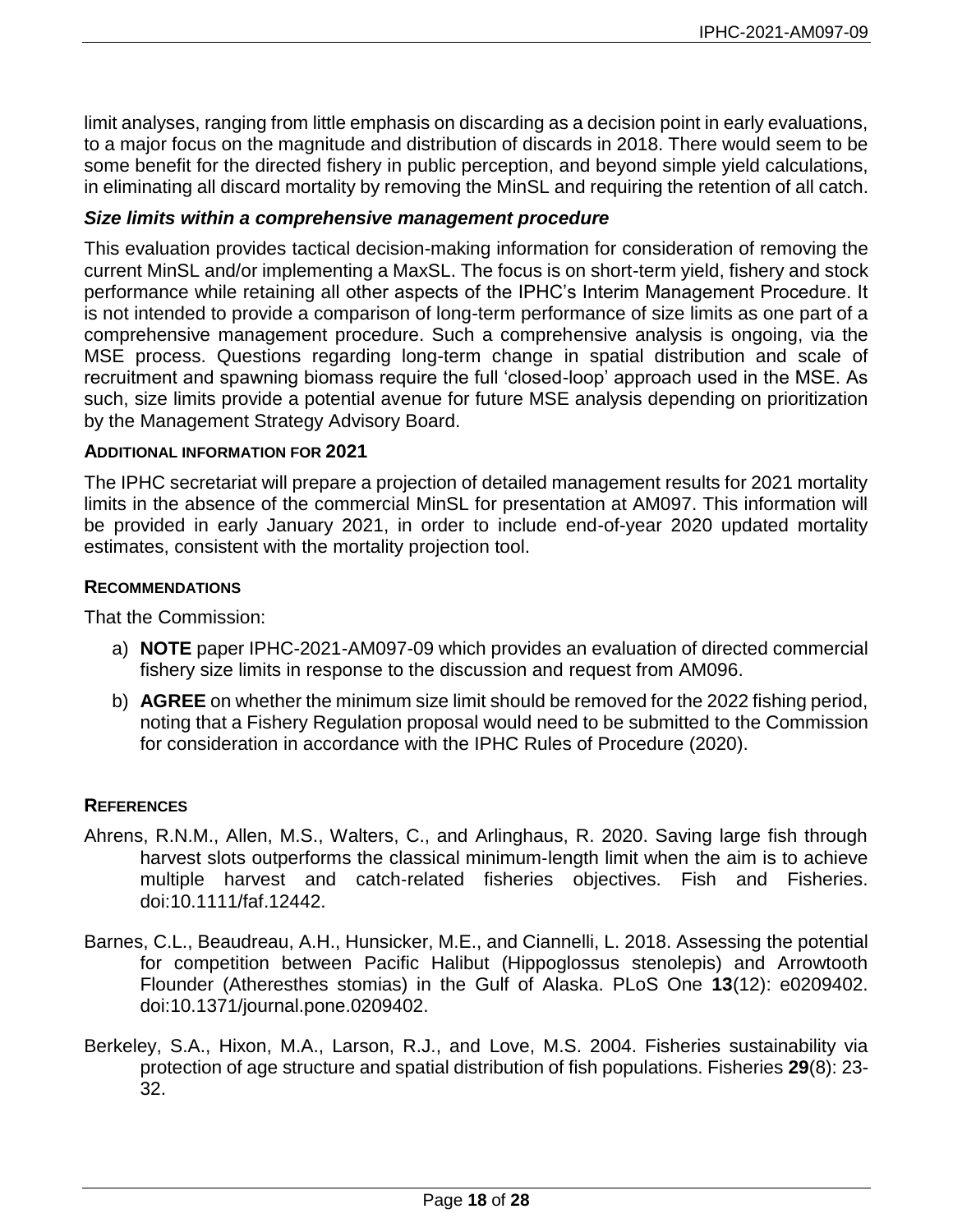limit analyses, ranging from little emphasis on discarding as a decision point in early evaluations, to a major focus on the magnitude and distribution of discards in 2018. There would seem to be some benefit for the directed fishery in public perception, and beyond simple yield calculations, in eliminating all discard mortality by removing the MinSL and requiring the retention of all catch.

### *Size limits within a comprehensive management procedure*

This evaluation provides tactical decision-making information for consideration of removing the current MinSL and/or implementing a MaxSL. The focus is on short-term yield, fishery and stock performance while retaining all other aspects of the IPHC's Interim Management Procedure. It is not intended to provide a comparison of long-term performance of size limits as one part of a comprehensive management procedure. Such a comprehensive analysis is ongoing, via the MSE process. Questions regarding long-term change in spatial distribution and scale of recruitment and spawning biomass require the full 'closed-loop' approach used in the MSE. As such, size limits provide a potential avenue for future MSE analysis depending on prioritization by the Management Strategy Advisory Board.

## ADDITIONAL INFORMATION FOR 2021

The IPHC secretariat will prepare a projection of detailed management results for 2021 mortality limits in the absence of the commercial MinSL for presentation at AM097. This information will be provided in early January 2021, in order to include end-of-year 2020 updated mortality estimates, consistent with the mortality projection tool.

## RECOMMENDATIONS

That the Commission:

a) **NOTE** paper IPHC-2021-AM097-09 which provides an evaluation of directed commercial fishery size limits in response to the discussion and request from AM096.

b) **AGREE** on whether the minimum size limit should be removed for the 2022 fishing period, noting that a Fishery Regulation proposal would need to be submitted to the Commission for consideration in accordance with the IPHC Rules of Procedure (2020).

## REFERENCES

Ahrens, R.N.M., Allen, M.S., Walters, C., and Arlinghaus, R. 2020. Saving large fish through harvest slots outperforms the classical minimum-length limit when the aim is to achieve multiple harvest and catch-related fisheries objectives. Fish and Fisheries. doi:10.1111/faf.12442.

Barnes, C.L., Beaudreau, A.H., Hunsicker, M.E., and Ciannelli, L. 2018. Assessing the potential for competition between Pacific Halibut (Hippoglossus stenolepis) and Arrowtooth Flounder (Atheresthes stomias) in the Gulf of Alaska. PLoS One **13**(12): e0209402. doi:10.1371/journal.pone.0209402.

Berkeley, S.A., Hixon, M.A., Larson, R.J., and Love, M.S. 2004. Fisheries sustainability via protection of age structure and spatial distribution of fish populations. Fisheries **29**(8): 23-32.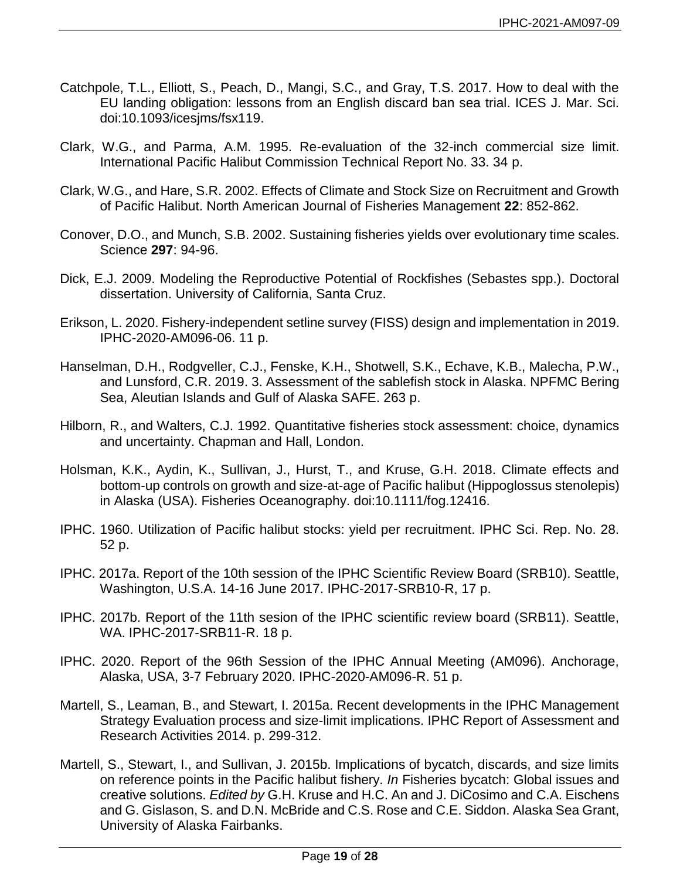Catchpole, T.L., Elliott, S., Peach, D., Mangi, S.C., and Gray, T.S. 2017. How to deal with the EU landing obligation: lessons from an English discard ban sea trial. ICES J. Mar. Sci. doi:10.1093/icesjms/fsx119.

Clark, W.G., and Parma, A.M. 1995. Re-evaluation of the 32-inch commercial size limit. International Pacific Halibut Commission Technical Report No. 33. 34 p.

Clark, W.G., and Hare, S.R. 2002. Effects of Climate and Stock Size on Recruitment and Growth of Pacific Halibut. North American Journal of Fisheries Management **22**: 852-862.

Conover, D.O., and Munch, S.B. 2002. Sustaining fisheries yields over evolutionary time scales. Science **297**: 94-96.

Dick, E.J. 2009. Modeling the Reproductive Potential of Rockfishes (Sebastes spp.). Doctoral dissertation. University of California, Santa Cruz.

Erikson, L. 2020. Fishery-independent setline survey (FISS) design and implementation in 2019. IPHC-2020-AM096-06. 11 p.

Hanselman, D.H., Rodgveller, C.J., Fenske, K.H., Shotwell, S.K., Echave, K.B., Malecha, P.W., and Lunsford, C.R. 2019. 3. Assessment of the sablefish stock in Alaska. NPFMC Bering Sea, Aleutian Islands and Gulf of Alaska SAFE. 263 p.

Hilborn, R., and Walters, C.J. 1992. Quantitative fisheries stock assessment: choice, dynamics and uncertainty. Chapman and Hall, London.

Holsman, K.K., Aydin, K., Sullivan, J., Hurst, T., and Kruse, G.H. 2018. Climate effects and bottom-up controls on growth and size-at-age of Pacific halibut (Hippoglossus stenolepis) in Alaska (USA). Fisheries Oceanography. doi:10.1111/fog.12416.

IPHC. 1960. Utilization of Pacific halibut stocks: yield per recruitment. IPHC Sci. Rep. No. 28. 52 p.

IPHC. 2017a. Report of the 10th session of the IPHC Scientific Review Board (SRB10). Seattle, Washington, U.S.A. 14-16 June 2017. IPHC-2017-SRB10-R, 17 p.

IPHC. 2017b. Report of the 11th sesion of the IPHC scientific review board (SRB11). Seattle, WA. IPHC-2017-SRB11-R. 18 p.

IPHC. 2020. Report of the 96th Session of the IPHC Annual Meeting (AM096). Anchorage, Alaska, USA, 3-7 February 2020. IPHC-2020-AM096-R. 51 p.

Martell, S., Leaman, B., and Stewart, I. 2015a. Recent developments in the IPHC Management Strategy Evaluation process and size-limit implications. IPHC Report of Assessment and Research Activities 2014. p. 299-312.

Martell, S., Stewart, I., and Sullivan, J. 2015b. Implications of bycatch, discards, and size limits on reference points in the Pacific halibut fishery. *In* Fisheries bycatch: Global issues and creative solutions. *Edited by* G.H. Kruse and H.C. An and J. DiCosimo and C.A. Eischens and G. Gislason, S. and D.N. McBride and C.S. Rose and C.E. Siddon. Alaska Sea Grant, University of Alaska Fairbanks.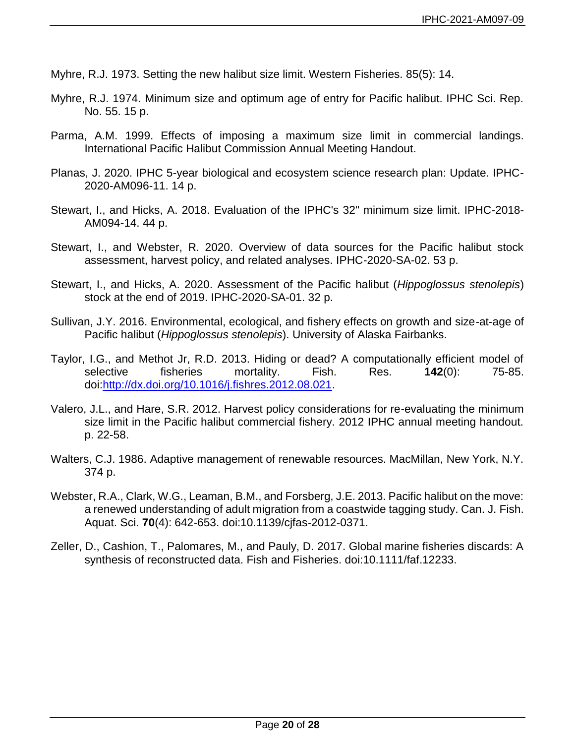Myhre, R.J. 1973. Setting the new halibut size limit. Western Fisheries. 85(5): 14.

Myhre, R.J. 1974. Minimum size and optimum age of entry for Pacific halibut. IPHC Sci. Rep. No. 55. 15 p.

Parma, A.M. 1999. Effects of imposing a maximum size limit in commercial landings. International Pacific Halibut Commission Annual Meeting Handout.

Planas, J. 2020. IPHC 5-year biological and ecosystem science research plan: Update. IPHC-2020-AM096-11. 14 p.

Stewart, I., and Hicks, A. 2018. Evaluation of the IPHC's 32" minimum size limit. IPHC-2018-AM094-14. 44 p.

Stewart, I., and Webster, R. 2020. Overview of data sources for the Pacific halibut stock assessment, harvest policy, and related analyses. IPHC-2020-SA-02. 53 p.

Stewart, I., and Hicks, A. 2020. Assessment of the Pacific halibut (*Hippoglossus stenolepis*) stock at the end of 2019. IPHC-2020-SA-01. 32 p.

Sullivan, J.Y. 2016. Environmental, ecological, and fishery effects on growth and size-at-age of Pacific halibut (*Hippoglossus stenolepis*). University of Alaska Fairbanks.

Taylor, I.G., and Methot Jr, R.D. 2013. Hiding or dead? A computationally efficient model of selective fisheries mortality. Fish. Res. **142**(0): 75-85. doi:[http://dx.doi.org/10.1016/j.fishres.2012.08.021](http://dx.doi.org/10.1016/j.fishres.2012.08.021).

Valero, J.L., and Hare, S.R. 2012. Harvest policy considerations for re-evaluating the minimum size limit in the Pacific halibut commercial fishery. 2012 IPHC annual meeting handout. p. 22-58.

Walters, C.J. 1986. Adaptive management of renewable resources. MacMillan, New York, N.Y. 374 p.

Webster, R.A., Clark, W.G., Leaman, B.M., and Forsberg, J.E. 2013. Pacific halibut on the move: a renewed understanding of adult migration from a coastwide tagging study. Can. J. Fish. Aquat. Sci. **70**(4): 642-653. doi:10.1139/cjfas-2012-0371.

Zeller, D., Cashion, T., Palomares, M., and Pauly, D. 2017. Global marine fisheries discards: A synthesis of reconstructed data. Fish and Fisheries. doi:10.1111/faf.12233.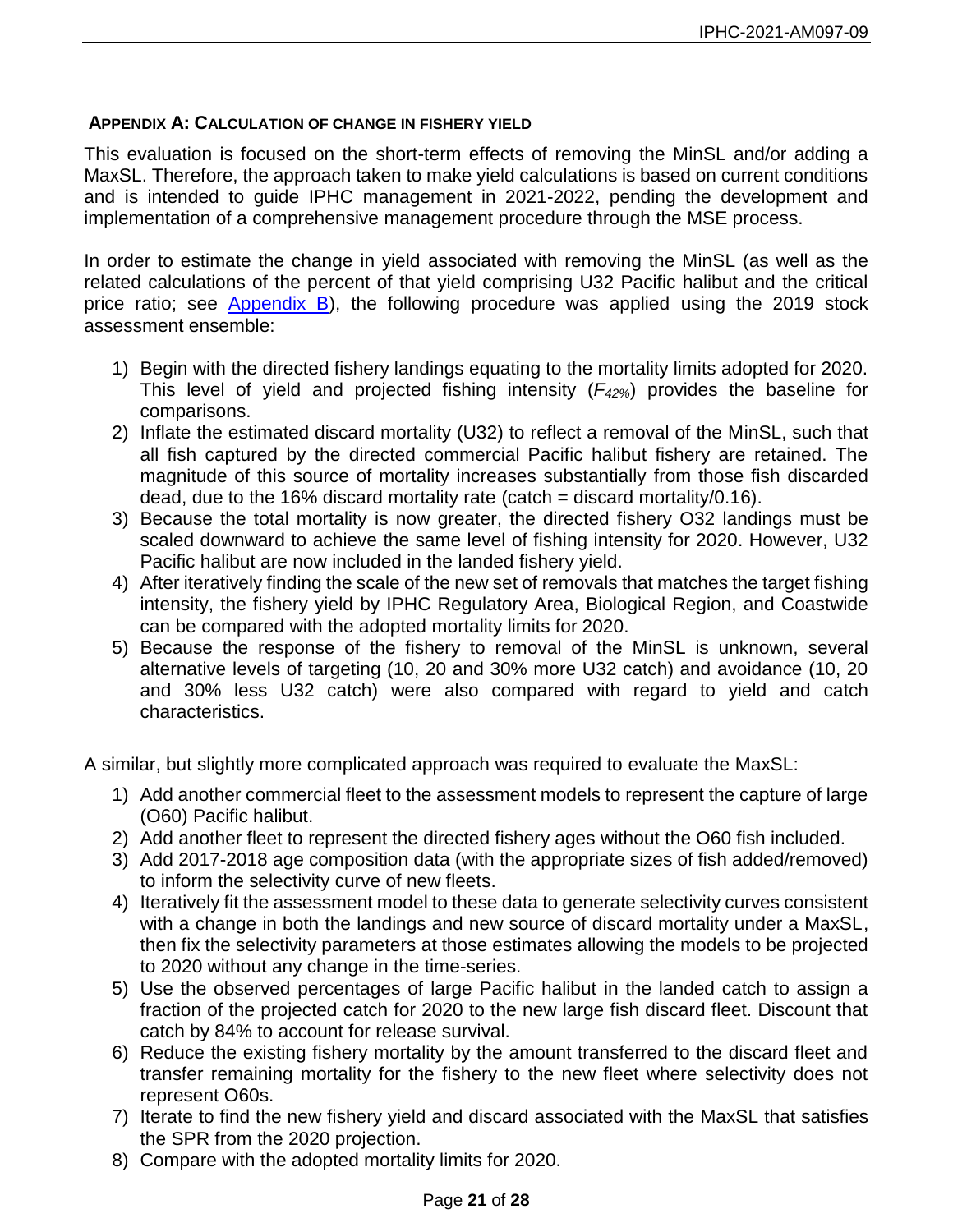## APPENDIX A: CALCULATION OF CHANGE IN FISHERY YIELD

This evaluation is focused on the short-term effects of removing the MinSL and/or adding a MaxSL. Therefore, the approach taken to make yield calculations is based on current conditions and is intended to guide IPHC management in 2021-2022, pending the development and implementation of a comprehensive management procedure through the MSE process.

In order to estimate the change in yield associated with removing the MinSL (as well as the related calculations of the percent of that yield comprising U32 Pacific halibut and the critical price ratio; see Appendix B), the following procedure was applied using the 2019 stock assessment ensemble:

1) Begin with the directed fishery landings equating to the mortality limits adopted for 2020. This level of yield and projected fishing intensity ($F_{42\%}$) provides the baseline for comparisons.
2) Inflate the estimated discard mortality (U32) to reflect a removal of the MinSL, such that all fish captured by the directed commercial Pacific halibut fishery are retained. The magnitude of this source of mortality increases substantially from those fish discarded dead, due to the 16% discard mortality rate (catch = discard mortality/0.16).
3) Because the total mortality is now greater, the directed fishery O32 landings must be scaled downward to achieve the same level of fishing intensity for 2020. However, U32 Pacific halibut are now included in the landed fishery yield.
4) After iteratively finding the scale of the new set of removals that matches the target fishing intensity, the fishery yield by IPHC Regulatory Area, Biological Region, and Coastwide can be compared with the adopted mortality limits for 2020.
5) Because the response of the fishery to removal of the MinSL is unknown, several alternative levels of targeting (10, 20 and 30% more U32 catch) and avoidance (10, 20 and 30% less U32 catch) were also compared with regard to yield and catch characteristics.

A similar, but slightly more complicated approach was required to evaluate the MaxSL:

1) Add another commercial fleet to the assessment models to represent the capture of large (O60) Pacific halibut.
2) Add another fleet to represent the directed fishery ages without the O60 fish included.
3) Add 2017-2018 age composition data (with the appropriate sizes of fish added/removed) to inform the selectivity curve of new fleets.
4) Iteratively fit the assessment model to these data to generate selectivity curves consistent with a change in both the landings and new source of discard mortality under a MaxSL, then fix the selectivity parameters at those estimates allowing the models to be projected to 2020 without any change in the time-series.
5) Use the observed percentages of large Pacific halibut in the landed catch to assign a fraction of the projected catch for 2020 to the new large fish discard fleet. Discount that catch by 84% to account for release survival.
6) Reduce the existing fishery mortality by the amount transferred to the discard fleet and transfer remaining mortality for the fishery to the new fleet where selectivity does not represent O60s.
7) Iterate to find the new fishery yield and discard associated with the MaxSL that satisfies the SPR from the 2020 projection.
8) Compare with the adopted mortality limits for 2020.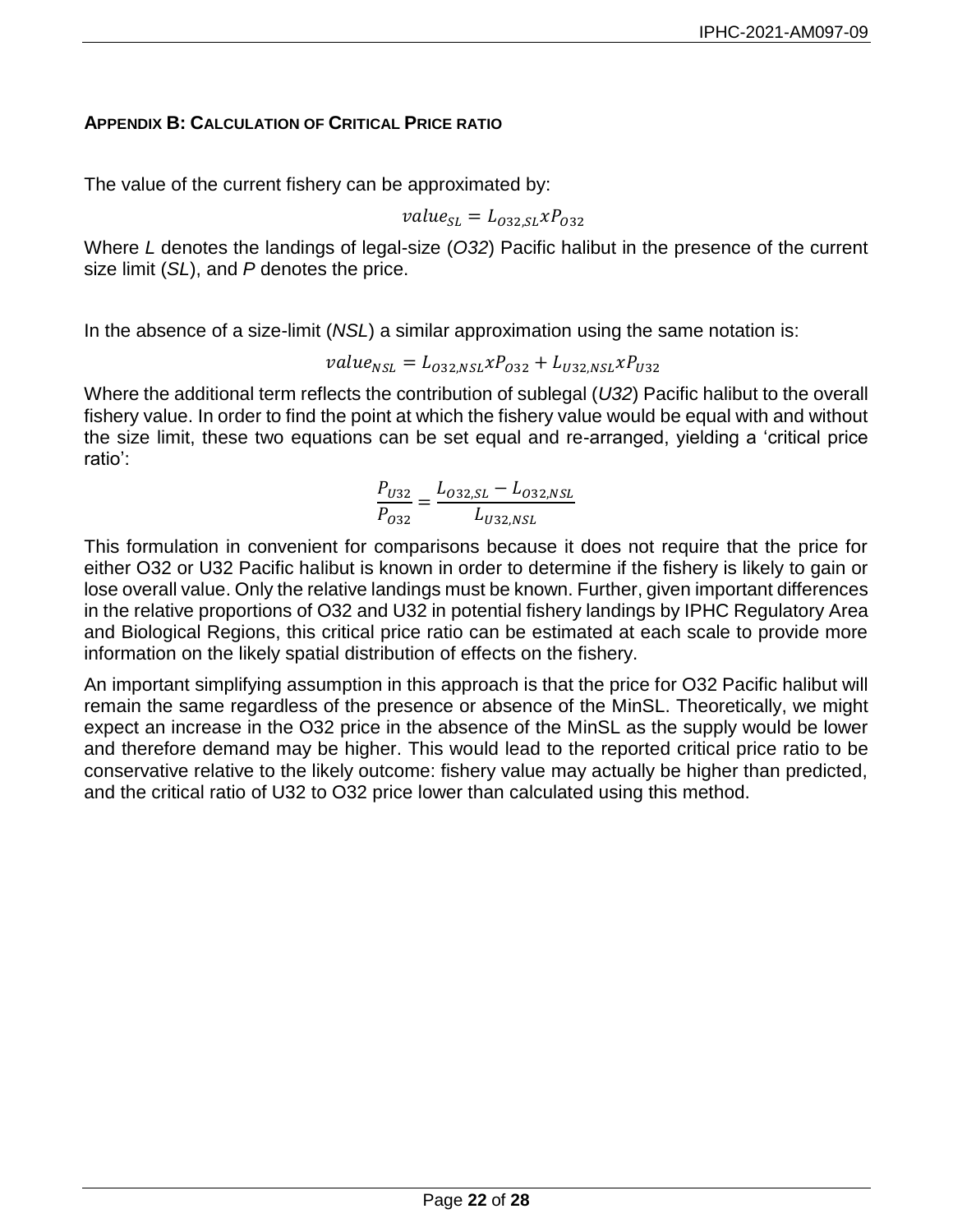## APPENDIX B: CALCULATION OF CRITICAL PRICE RATIO

The value of the current fishery can be approximated by:

$$value_{SL} = L_{O32,SL} x P_{O32}$$

Where *L* denotes the landings of legal-size (*O32*) Pacific halibut in the presence of the current size limit (*SL*), and *P* denotes the price.

In the absence of a size-limit (*NSL*) a similar approximation using the same notation is:

$$value_{NSL} = L_{O32,NSL} x P_{O32} + L_{U32,NSL} x P_{U32}$$

Where the additional term reflects the contribution of sublegal (*U32*) Pacific halibut to the overall fishery value. In order to find the point at which the fishery value would be equal with and without the size limit, these two equations can be set equal and re-arranged, yielding a 'critical price ratio':

$$\frac{P_{U32}}{P_{O32}} = \frac{L_{O32,SL} - L_{O32,NSL}}{L_{U32,NSL}}$$

This formulation in convenient for comparisons because it does not require that the price for either O32 or U32 Pacific halibut is known in order to determine if the fishery is likely to gain or lose overall value. Only the relative landings must be known. Further, given important differences in the relative proportions of O32 and U32 in potential fishery landings by IPHC Regulatory Area and Biological Regions, this critical price ratio can be estimated at each scale to provide more information on the likely spatial distribution of effects on the fishery.

An important simplifying assumption in this approach is that the price for O32 Pacific halibut will remain the same regardless of the presence or absence of the MinSL. Theoretically, we might expect an increase in the O32 price in the absence of the MinSL as the supply would be lower and therefore demand may be higher. This would lead to the reported critical price ratio to be conservative relative to the likely outcome: fishery value may actually be higher than predicted, and the critical ratio of U32 to O32 price lower than calculated using this method.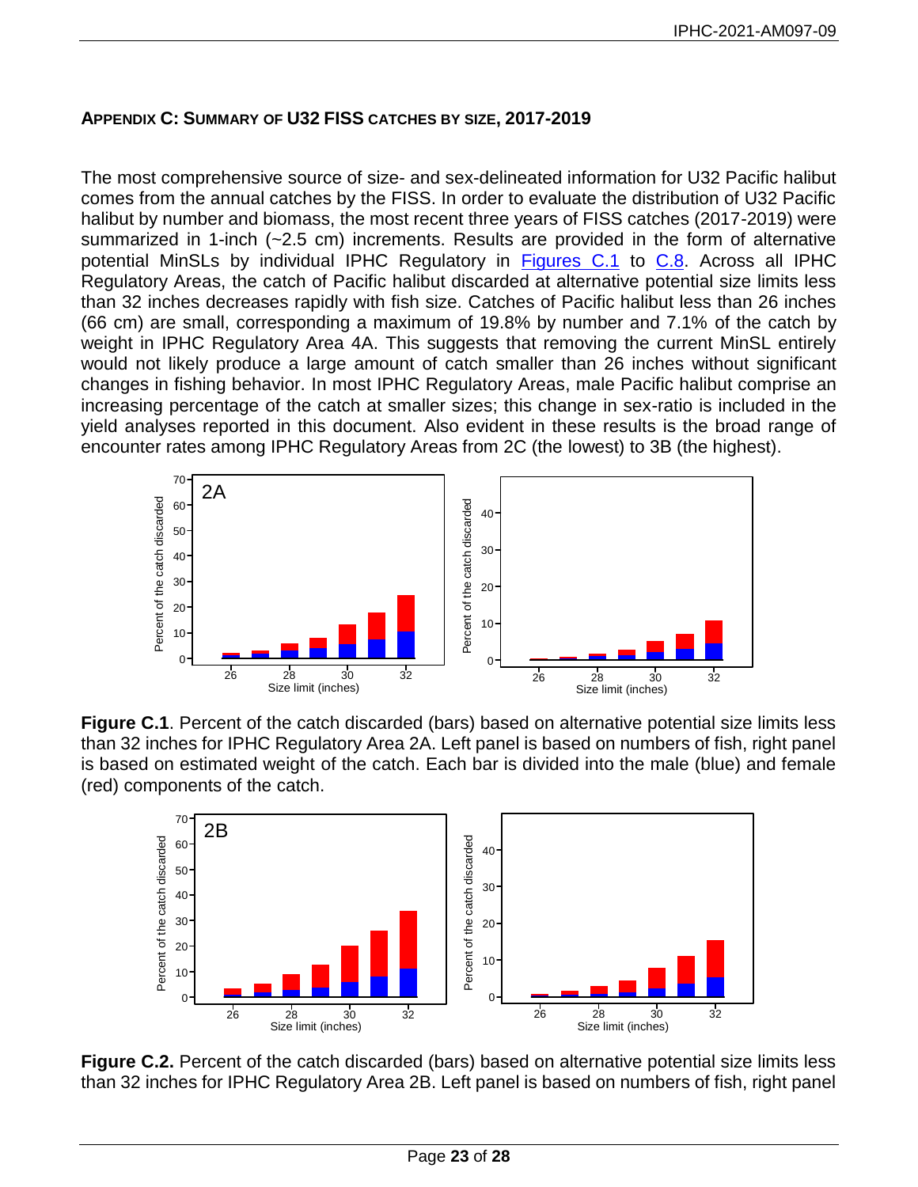## APPENDIX C: SUMMARY OF U32 FISS CATCHES BY SIZE, 2017-2019

The most comprehensive source of size- and sex-delineated information for U32 Pacific halibut comes from the annual catches by the FISS. In order to evaluate the distribution of U32 Pacific halibut by number and biomass, the most recent three years of FISS catches (2017-2019) were summarized in 1-inch (~2.5 cm) increments. Results are provided in the form of alternative potential MinSLs by individual IPHC Regulatory in Figures C.1 to C.8. Across all IPHC Regulatory Areas, the catch of Pacific halibut discarded at alternative potential size limits less than 32 inches decreases rapidly with fish size. Catches of Pacific halibut less than 26 inches (66 cm) are small, corresponding a maximum of 19.8% by number and 7.1% of the catch by weight in IPHC Regulatory Area 4A. This suggests that removing the current MinSL entirely would not likely produce a large amount of catch smaller than 26 inches without significant changes in fishing behavior. In most IPHC Regulatory Areas, male Pacific halibut comprise an increasing percentage of the catch at smaller sizes; this change in sex-ratio is included in the yield analyses reported in this document. Also evident in these results is the broad range of encounter rates among IPHC Regulatory Areas from 2C (the lowest) to 3B (the highest).

**Figure C.1**. Percent of the catch discarded (bars) based on alternative potential size limits less than 32 inches for IPHC Regulatory Area 2A. Left panel is based on numbers of fish, right panel is based on estimated weight of the catch. Each bar is divided into the male (blue) and female (red) components of the catch.

**Figure C.2.** Percent of the catch discarded (bars) based on alternative potential size limits less than 32 inches for IPHC Regulatory Area 2B. Left panel is based on numbers of fish, right panel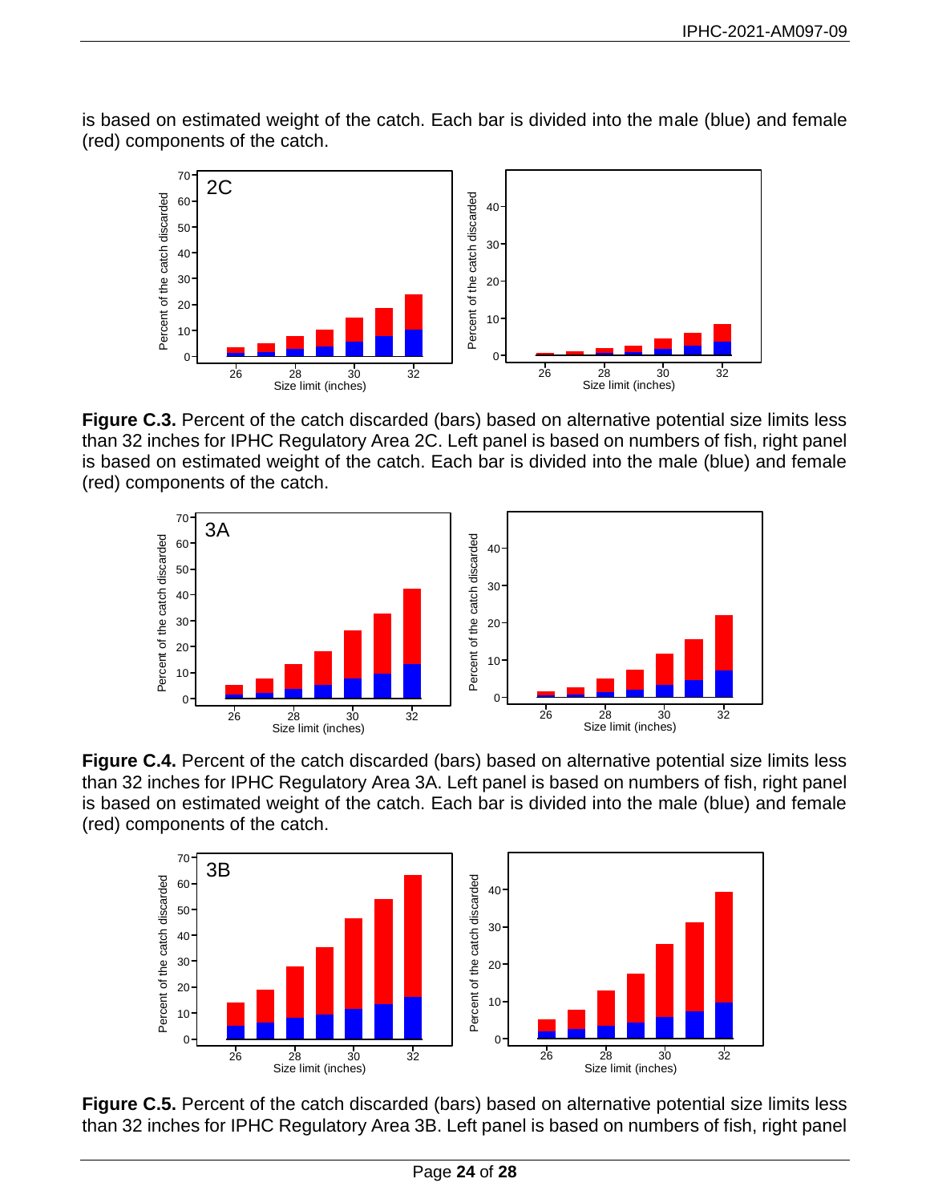is based on estimated weight of the catch. Each bar is divided into the male (blue) and female (red) components of the catch.

**Figure C.3.** Percent of the catch discarded (bars) based on alternative potential size limits less than 32 inches for IPHC Regulatory Area 2C. Left panel is based on numbers of fish, right panel is based on estimated weight of the catch. Each bar is divided into the male (blue) and female (red) components of the catch.

**Figure C.4.** Percent of the catch discarded (bars) based on alternative potential size limits less than 32 inches for IPHC Regulatory Area 3A. Left panel is based on numbers of fish, right panel is based on estimated weight of the catch. Each bar is divided into the male (blue) and female (red) components of the catch.

**Figure C.5.** Percent of the catch discarded (bars) based on alternative potential size limits less than 32 inches for IPHC Regulatory Area 3B. Left panel is based on numbers of fish, right panel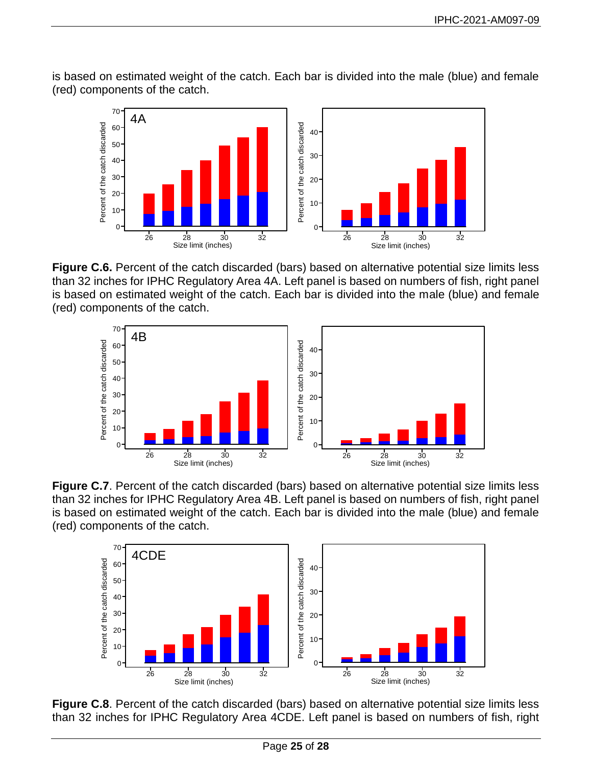is based on estimated weight of the catch. Each bar is divided into the male (blue) and female (red) components of the catch.

**Figure C.6.** Percent of the catch discarded (bars) based on alternative potential size limits less than 32 inches for IPHC Regulatory Area 4A. Left panel is based on numbers of fish, right panel is based on estimated weight of the catch. Each bar is divided into the male (blue) and female (red) components of the catch.

**Figure C.7**. Percent of the catch discarded (bars) based on alternative potential size limits less than 32 inches for IPHC Regulatory Area 4B. Left panel is based on numbers of fish, right panel is based on estimated weight of the catch. Each bar is divided into the male (blue) and female (red) components of the catch.

**Figure C.8**. Percent of the catch discarded (bars) based on alternative potential size limits less than 32 inches for IPHC Regulatory Area 4CDE. Left panel is based on numbers of fish, right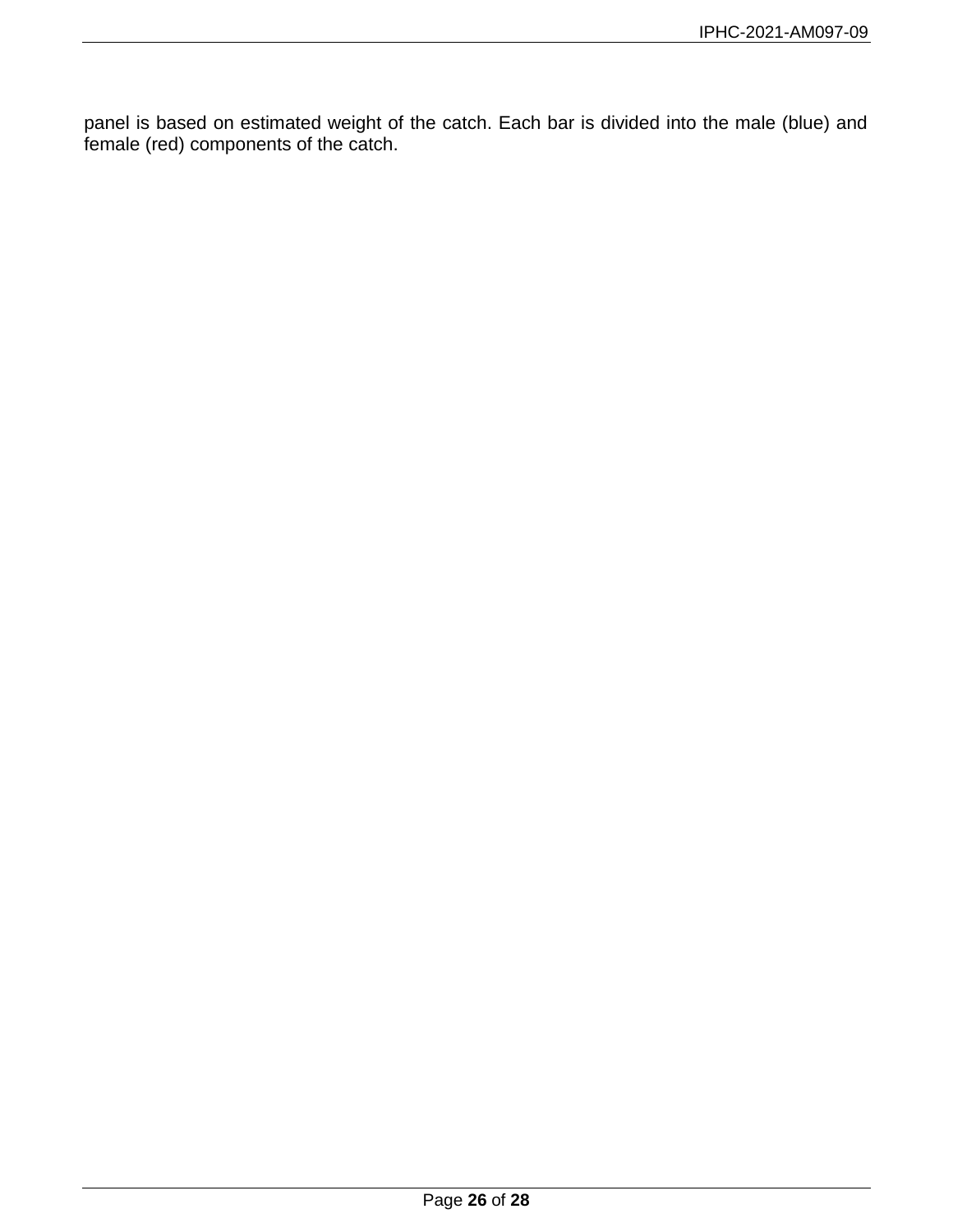panel is based on estimated weight of the catch. Each bar is divided into the male (blue) and female (red) components of the catch.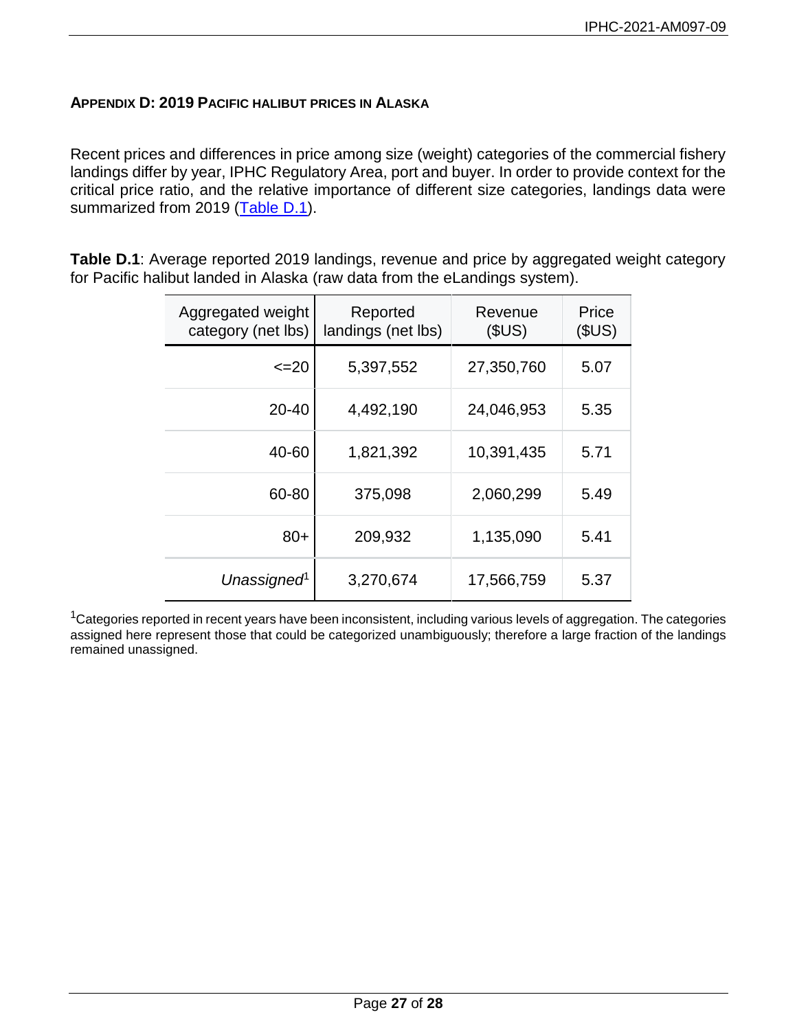## APPENDIX D: 2019 PACIFIC HALIBUT PRICES IN ALASKA

Recent prices and differences in price among size (weight) categories of the commercial fishery landings differ by year, IPHC Regulatory Area, port and buyer. In order to provide context for the critical price ratio, and the relative importance of different size categories, landings data were summarized from 2019 (Table D.1).

**Table D.1**: Average reported 2019 landings, revenue and price by aggregated weight category for Pacific halibut landed in Alaska (raw data from the eLandings system).

| Aggregated weight category (net lbs) | Reported landings (net lbs) | Revenue ($US) | Price ($US) |
|---:|---:|---:|---:|
| <=20 | 5,397,552 | 27,350,760 | 5.07 |
| 20-40 | 4,492,190 | 24,046,953 | 5.35 |
| 40-60 | 1,821,392 | 10,391,435 | 5.71 |
| 60-80 | 375,098 | 2,060,299 | 5.49 |
| 80+ | 209,932 | 1,135,090 | 5.41 |
| *Unassigned*[1] | 3,270,674 | 17,566,759 | 5.37 |

[1]Categories reported in recent years have been inconsistent, including various levels of aggregation. The categories assigned here represent those that could be categorized unambiguously; therefore a large fraction of the landings remained unassigned.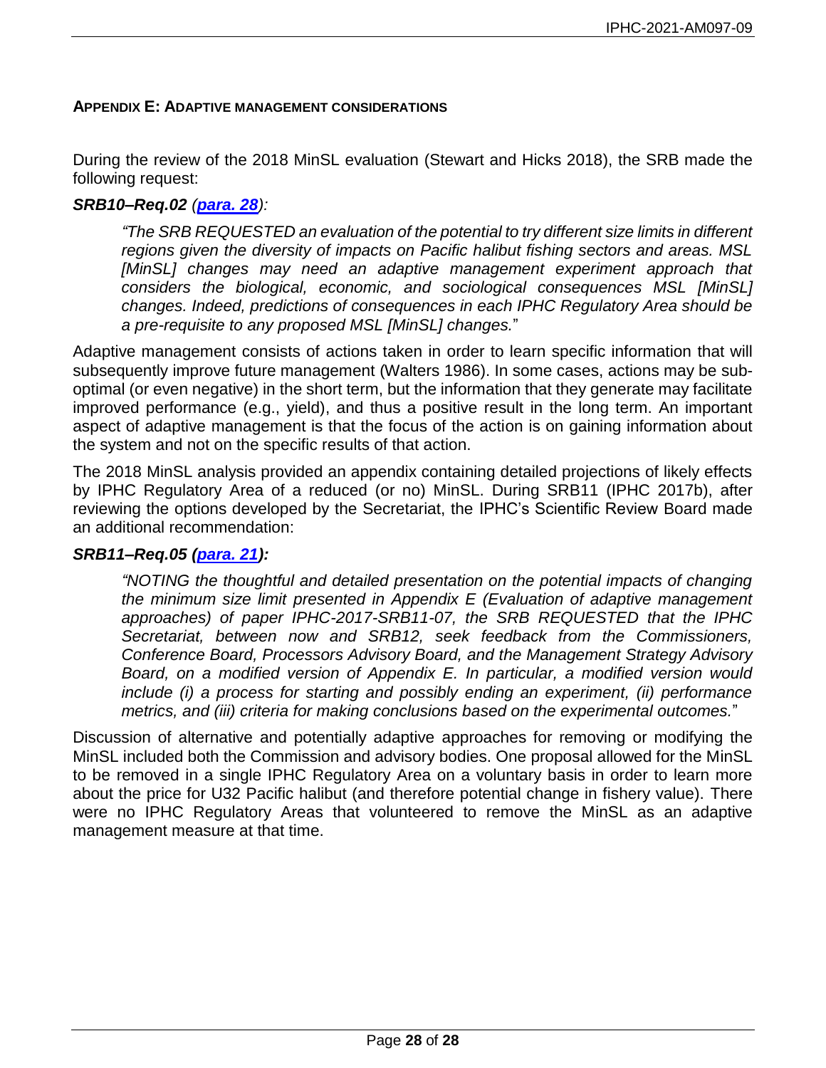## APPENDIX E: ADAPTIVE MANAGEMENT CONSIDERATIONS

During the review of the 2018 MinSL evaluation (Stewart and Hicks 2018), the SRB made the following request:

***SRB10–Req.02 (para. 28):***

> *"The SRB REQUESTED an evaluation of the potential to try different size limits in different regions given the diversity of impacts on Pacific halibut fishing sectors and areas. MSL [MinSL] changes may need an adaptive management experiment approach that considers the biological, economic, and sociological consequences MSL [MinSL] changes. Indeed, predictions of consequences in each IPHC Regulatory Area should be a pre-requisite to any proposed MSL [MinSL] changes.*"

Adaptive management consists of actions taken in order to learn specific information that will subsequently improve future management (Walters 1986). In some cases, actions may be sub-optimal (or even negative) in the short term, but the information that they generate may facilitate improved performance (e.g., yield), and thus a positive result in the long term. An important aspect of adaptive management is that the focus of the action is on gaining information about the system and not on the specific results of that action.

The 2018 MinSL analysis provided an appendix containing detailed projections of likely effects by IPHC Regulatory Area of a reduced (or no) MinSL. During SRB11 (IPHC 2017b), after reviewing the options developed by the Secretariat, the IPHC's Scientific Review Board made an additional recommendation:

***SRB11–Req.05 (para. 21):***

> *"NOTING the thoughtful and detailed presentation on the potential impacts of changing the minimum size limit presented in Appendix E (Evaluation of adaptive management approaches) of paper IPHC-2017-SRB11-07, the SRB REQUESTED that the IPHC Secretariat, between now and SRB12, seek feedback from the Commissioners, Conference Board, Processors Advisory Board, and the Management Strategy Advisory Board, on a modified version of Appendix E. In particular, a modified version would include (i) a process for starting and possibly ending an experiment, (ii) performance metrics, and (iii) criteria for making conclusions based on the experimental outcomes.*"

Discussion of alternative and potentially adaptive approaches for removing or modifying the MinSL included both the Commission and advisory bodies. One proposal allowed for the MinSL to be removed in a single IPHC Regulatory Area on a voluntary basis in order to learn more about the price for U32 Pacific halibut (and therefore potential change in fishery value). There were no IPHC Regulatory Areas that volunteered to remove the MinSL as an adaptive management measure at that time.